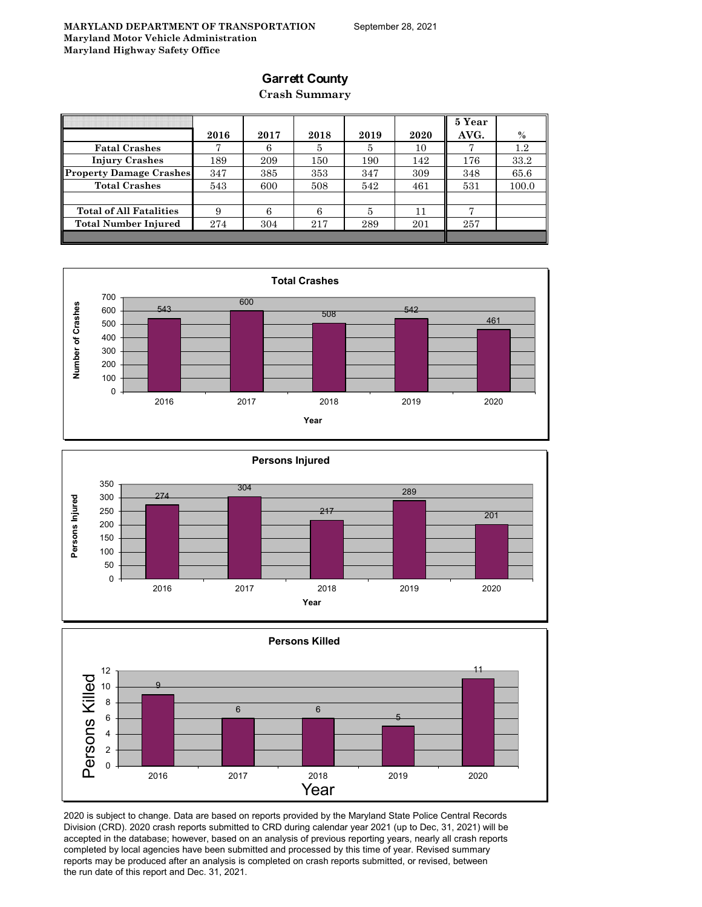**MARYLAND DEPARTMENT OF TRANSPORTATION**
**Maryland Motor Vehicle Administration**
**Maryland Highway Safety Office**

September 28, 2021

# Garrett County

## Crash Summary

| | 2016 | 2017 | 2018 | 2019 | 2020 | 5 Year AVG. | % |
|---|---|---|---|---|---|---|---|
| Fatal Crashes | 7 | 6 | 5 | 5 | 10 | 7 | 1.2 |
| Injury Crashes | 189 | 209 | 150 | 190 | 142 | 176 | 33.2 |
| Property Damage Crashes | 347 | 385 | 353 | 347 | 309 | 348 | 65.6 |
| Total Crashes | 543 | 600 | 508 | 542 | 461 | 531 | 100.0 |
| | | | | | | | |
| Total of All Fatalities | 9 | 6 | 6 | 5 | 11 | 7 | |
| Total Number Injured | 274 | 304 | 217 | 289 | 201 | 257 | |

**Total Crashes**

| Year | Number of Crashes |
|---|---|
| 2016 | 543 |
| 2017 | 600 |
| 2018 | 508 |
| 2019 | 542 |
| 2020 | 461 |

**Persons Injured**

| Year | Persons Injured |
|---|---|
| 2016 | 274 |
| 2017 | 304 |
| 2018 | 217 |
| 2019 | 289 |
| 2020 | 201 |

**Persons Killed**

| Year | Persons Killed |
|---|---|
| 2016 | 9 |
| 2017 | 6 |
| 2018 | 6 |
| 2019 | 5 |
| 2020 | 11 |

2020 is subject to change. Data are based on reports provided by the Maryland State Police Central Records Division (CRD). 2020 crash reports submitted to CRD during calendar year 2021 (up to Dec, 31, 2021) will be accepted in the database; however, based on an analysis of previous reporting years, nearly all crash reports completed by local agencies have been submitted and processed by this time of year. Revised summary reports may be produced after an analysis is completed on crash reports submitted, or revised, between the run date of this report and Dec. 31, 2021.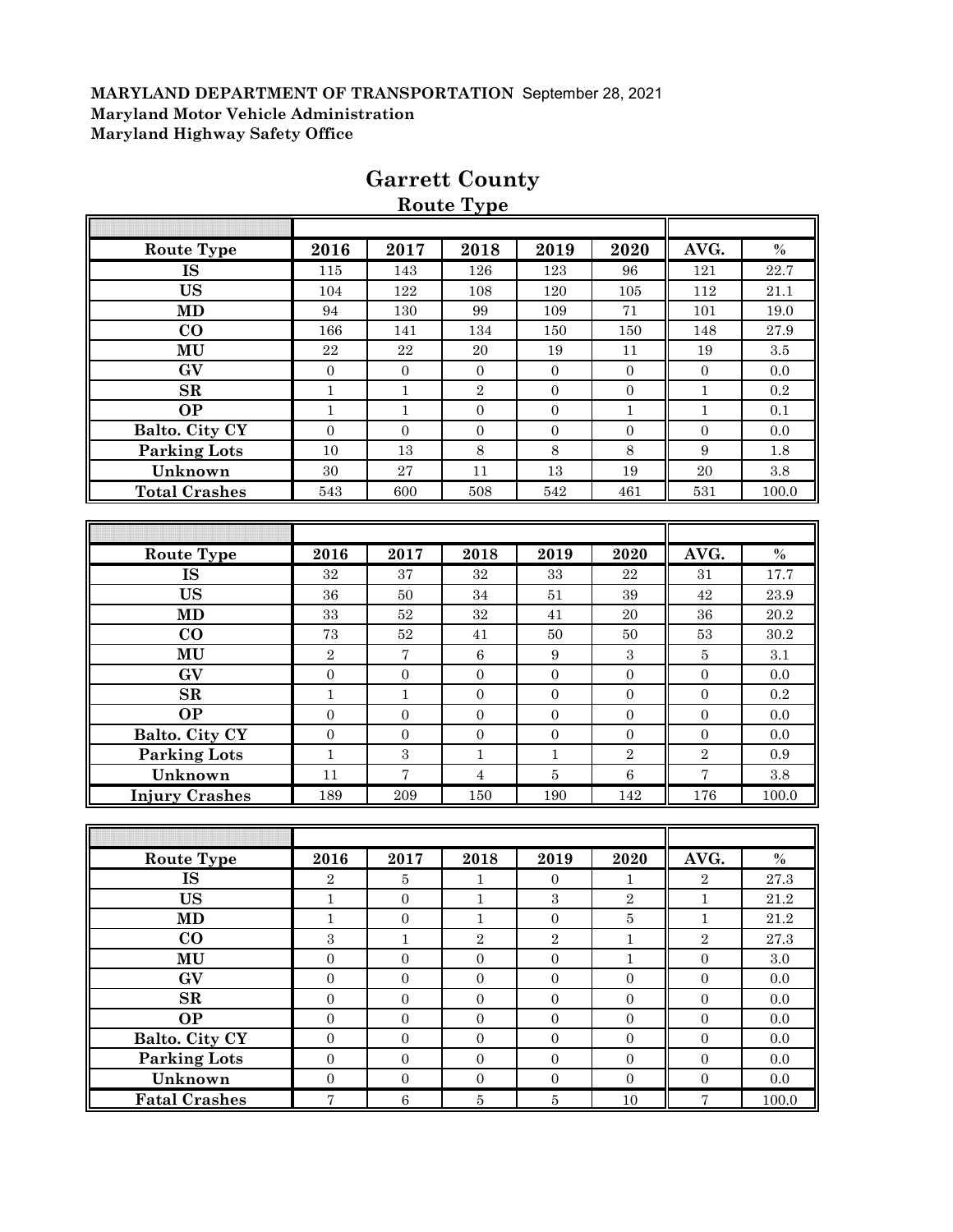**MARYLAND DEPARTMENT OF TRANSPORTATION** September 28, 2021
**Maryland Motor Vehicle Administration**
**Maryland Highway Safety Office**

# Garrett County

## Route Type

| Route Type | 2016 | 2017 | 2018 | 2019 | 2020 | AVG. | % |
|---|---|---|---|---|---|---|---|
| IS | 115 | 143 | 126 | 123 | 96 | 121 | 22.7 |
| US | 104 | 122 | 108 | 120 | 105 | 112 | 21.1 |
| MD | 94 | 130 | 99 | 109 | 71 | 101 | 19.0 |
| CO | 166 | 141 | 134 | 150 | 150 | 148 | 27.9 |
| MU | 22 | 22 | 20 | 19 | 11 | 19 | 3.5 |
| GV | 0 | 0 | 0 | 0 | 0 | 0 | 0.0 |
| SR | 1 | 1 | 2 | 0 | 0 | 1 | 0.2 |
| OP | 1 | 1 | 0 | 0 | 1 | 1 | 0.1 |
| Balto. City CY | 0 | 0 | 0 | 0 | 0 | 0 | 0.0 |
| Parking Lots | 10 | 13 | 8 | 8 | 8 | 9 | 1.8 |
| Unknown | 30 | 27 | 11 | 13 | 19 | 20 | 3.8 |
| Total Crashes | 543 | 600 | 508 | 542 | 461 | 531 | 100.0 |

| Route Type | 2016 | 2017 | 2018 | 2019 | 2020 | AVG. | % |
|---|---|---|---|---|---|---|---|
| IS | 32 | 37 | 32 | 33 | 22 | 31 | 17.7 |
| US | 36 | 50 | 34 | 51 | 39 | 42 | 23.9 |
| MD | 33 | 52 | 32 | 41 | 20 | 36 | 20.2 |
| CO | 73 | 52 | 41 | 50 | 50 | 53 | 30.2 |
| MU | 2 | 7 | 6 | 9 | 3 | 5 | 3.1 |
| GV | 0 | 0 | 0 | 0 | 0 | 0 | 0.0 |
| SR | 1 | 1 | 0 | 0 | 0 | 0 | 0.2 |
| OP | 0 | 0 | 0 | 0 | 0 | 0 | 0.0 |
| Balto. City CY | 0 | 0 | 0 | 0 | 0 | 0 | 0.0 |
| Parking Lots | 1 | 3 | 1 | 1 | 2 | 2 | 0.9 |
| Unknown | 11 | 7 | 4 | 5 | 6 | 7 | 3.8 |
| Injury Crashes | 189 | 209 | 150 | 190 | 142 | 176 | 100.0 |

| Route Type | 2016 | 2017 | 2018 | 2019 | 2020 | AVG. | % |
|---|---|---|---|---|---|---|---|
| IS | 2 | 5 | 1 | 0 | 1 | 2 | 27.3 |
| US | 1 | 0 | 1 | 3 | 2 | 1 | 21.2 |
| MD | 1 | 0 | 1 | 0 | 5 | 1 | 21.2 |
| CO | 3 | 1 | 2 | 2 | 1 | 2 | 27.3 |
| MU | 0 | 0 | 0 | 0 | 1 | 0 | 3.0 |
| GV | 0 | 0 | 0 | 0 | 0 | 0 | 0.0 |
| SR | 0 | 0 | 0 | 0 | 0 | 0 | 0.0 |
| OP | 0 | 0 | 0 | 0 | 0 | 0 | 0.0 |
| Balto. City CY | 0 | 0 | 0 | 0 | 0 | 0 | 0.0 |
| Parking Lots | 0 | 0 | 0 | 0 | 0 | 0 | 0.0 |
| Unknown | 0 | 0 | 0 | 0 | 0 | 0 | 0.0 |
| Fatal Crashes | 7 | 6 | 5 | 5 | 10 | 7 | 100.0 |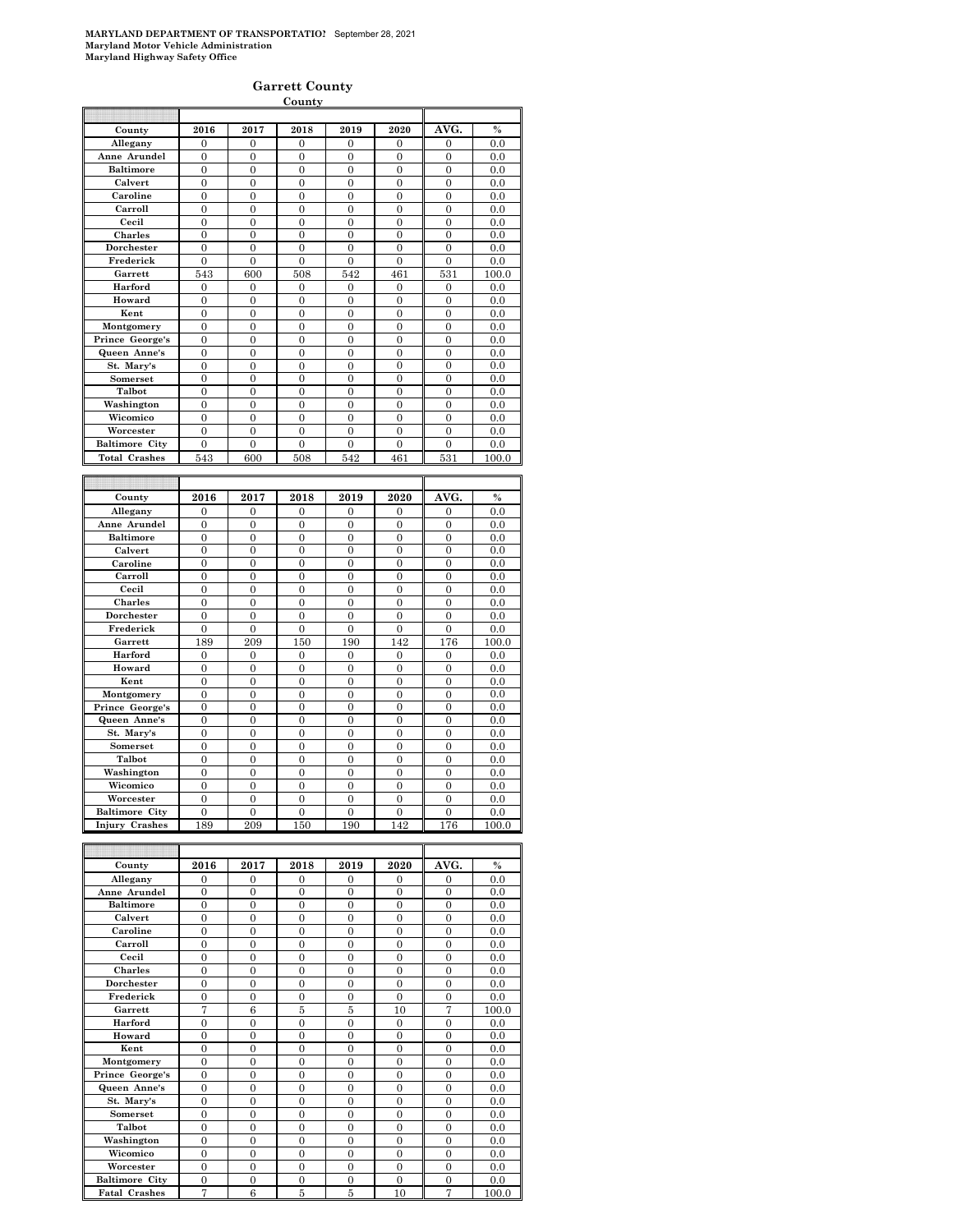**MARYLAND DEPARTMENT OF TRANSPORTATIO!** September 28, 2021
**Maryland Motor Vehicle Administration**
**Maryland Highway Safety Office**

## Garrett County

**County**

| County | 2016 | 2017 | 2018 | 2019 | 2020 | AVG. | % |
|---|---|---|---|---|---|---|---|
| Allegany | 0 | 0 | 0 | 0 | 0 | 0 | 0.0 |
| Anne Arundel | 0 | 0 | 0 | 0 | 0 | 0 | 0.0 |
| Baltimore | 0 | 0 | 0 | 0 | 0 | 0 | 0.0 |
| Calvert | 0 | 0 | 0 | 0 | 0 | 0 | 0.0 |
| Caroline | 0 | 0 | 0 | 0 | 0 | 0 | 0.0 |
| Carroll | 0 | 0 | 0 | 0 | 0 | 0 | 0.0 |
| Cecil | 0 | 0 | 0 | 0 | 0 | 0 | 0.0 |
| Charles | 0 | 0 | 0 | 0 | 0 | 0 | 0.0 |
| Dorchester | 0 | 0 | 0 | 0 | 0 | 0 | 0.0 |
| Frederick | 0 | 0 | 0 | 0 | 0 | 0 | 0.0 |
| Garrett | 543 | 600 | 508 | 542 | 461 | 531 | 100.0 |
| Harford | 0 | 0 | 0 | 0 | 0 | 0 | 0.0 |
| Howard | 0 | 0 | 0 | 0 | 0 | 0 | 0.0 |
| Kent | 0 | 0 | 0 | 0 | 0 | 0 | 0.0 |
| Montgomery | 0 | 0 | 0 | 0 | 0 | 0 | 0.0 |
| Prince George's | 0 | 0 | 0 | 0 | 0 | 0 | 0.0 |
| Queen Anne's | 0 | 0 | 0 | 0 | 0 | 0 | 0.0 |
| St. Mary's | 0 | 0 | 0 | 0 | 0 | 0 | 0.0 |
| Somerset | 0 | 0 | 0 | 0 | 0 | 0 | 0.0 |
| Talbot | 0 | 0 | 0 | 0 | 0 | 0 | 0.0 |
| Washington | 0 | 0 | 0 | 0 | 0 | 0 | 0.0 |
| Wicomico | 0 | 0 | 0 | 0 | 0 | 0 | 0.0 |
| Worcester | 0 | 0 | 0 | 0 | 0 | 0 | 0.0 |
| Baltimore City | 0 | 0 | 0 | 0 | 0 | 0 | 0.0 |
| Total Crashes | 543 | 600 | 508 | 542 | 461 | 531 | 100.0 |

| County | 2016 | 2017 | 2018 | 2019 | 2020 | AVG. | % |
|---|---|---|---|---|---|---|---|
| Allegany | 0 | 0 | 0 | 0 | 0 | 0 | 0.0 |
| Anne Arundel | 0 | 0 | 0 | 0 | 0 | 0 | 0.0 |
| Baltimore | 0 | 0 | 0 | 0 | 0 | 0 | 0.0 |
| Calvert | 0 | 0 | 0 | 0 | 0 | 0 | 0.0 |
| Caroline | 0 | 0 | 0 | 0 | 0 | 0 | 0.0 |
| Carroll | 0 | 0 | 0 | 0 | 0 | 0 | 0.0 |
| Cecil | 0 | 0 | 0 | 0 | 0 | 0 | 0.0 |
| Charles | 0 | 0 | 0 | 0 | 0 | 0 | 0.0 |
| Dorchester | 0 | 0 | 0 | 0 | 0 | 0 | 0.0 |
| Frederick | 0 | 0 | 0 | 0 | 0 | 0 | 0.0 |
| Garrett | 189 | 209 | 150 | 190 | 142 | 176 | 100.0 |
| Harford | 0 | 0 | 0 | 0 | 0 | 0 | 0.0 |
| Howard | 0 | 0 | 0 | 0 | 0 | 0 | 0.0 |
| Kent | 0 | 0 | 0 | 0 | 0 | 0 | 0.0 |
| Montgomery | 0 | 0 | 0 | 0 | 0 | 0 | 0.0 |
| Prince George's | 0 | 0 | 0 | 0 | 0 | 0 | 0.0 |
| Queen Anne's | 0 | 0 | 0 | 0 | 0 | 0 | 0.0 |
| St. Mary's | 0 | 0 | 0 | 0 | 0 | 0 | 0.0 |
| Somerset | 0 | 0 | 0 | 0 | 0 | 0 | 0.0 |
| Talbot | 0 | 0 | 0 | 0 | 0 | 0 | 0.0 |
| Washington | 0 | 0 | 0 | 0 | 0 | 0 | 0.0 |
| Wicomico | 0 | 0 | 0 | 0 | 0 | 0 | 0.0 |
| Worcester | 0 | 0 | 0 | 0 | 0 | 0 | 0.0 |
| Baltimore City | 0 | 0 | 0 | 0 | 0 | 0 | 0.0 |
| Injury Crashes | 189 | 209 | 150 | 190 | 142 | 176 | 100.0 |

| County | 2016 | 2017 | 2018 | 2019 | 2020 | AVG. | % |
|---|---|---|---|---|---|---|---|
| Allegany | 0 | 0 | 0 | 0 | 0 | 0 | 0.0 |
| Anne Arundel | 0 | 0 | 0 | 0 | 0 | 0 | 0.0 |
| Baltimore | 0 | 0 | 0 | 0 | 0 | 0 | 0.0 |
| Calvert | 0 | 0 | 0 | 0 | 0 | 0 | 0.0 |
| Caroline | 0 | 0 | 0 | 0 | 0 | 0 | 0.0 |
| Carroll | 0 | 0 | 0 | 0 | 0 | 0 | 0.0 |
| Cecil | 0 | 0 | 0 | 0 | 0 | 0 | 0.0 |
| Charles | 0 | 0 | 0 | 0 | 0 | 0 | 0.0 |
| Dorchester | 0 | 0 | 0 | 0 | 0 | 0 | 0.0 |
| Frederick | 0 | 0 | 0 | 0 | 0 | 0 | 0.0 |
| Garrett | 7 | 6 | 5 | 5 | 10 | 7 | 100.0 |
| Harford | 0 | 0 | 0 | 0 | 0 | 0 | 0.0 |
| Howard | 0 | 0 | 0 | 0 | 0 | 0 | 0.0 |
| Kent | 0 | 0 | 0 | 0 | 0 | 0 | 0.0 |
| Montgomery | 0 | 0 | 0 | 0 | 0 | 0 | 0.0 |
| Prince George's | 0 | 0 | 0 | 0 | 0 | 0 | 0.0 |
| Queen Anne's | 0 | 0 | 0 | 0 | 0 | 0 | 0.0 |
| St. Mary's | 0 | 0 | 0 | 0 | 0 | 0 | 0.0 |
| Somerset | 0 | 0 | 0 | 0 | 0 | 0 | 0.0 |
| Talbot | 0 | 0 | 0 | 0 | 0 | 0 | 0.0 |
| Washington | 0 | 0 | 0 | 0 | 0 | 0 | 0.0 |
| Wicomico | 0 | 0 | 0 | 0 | 0 | 0 | 0.0 |
| Worcester | 0 | 0 | 0 | 0 | 0 | 0 | 0.0 |
| Baltimore City | 0 | 0 | 0 | 0 | 0 | 0 | 0.0 |
| Fatal Crashes | 7 | 6 | 5 | 5 | 10 | 7 | 100.0 |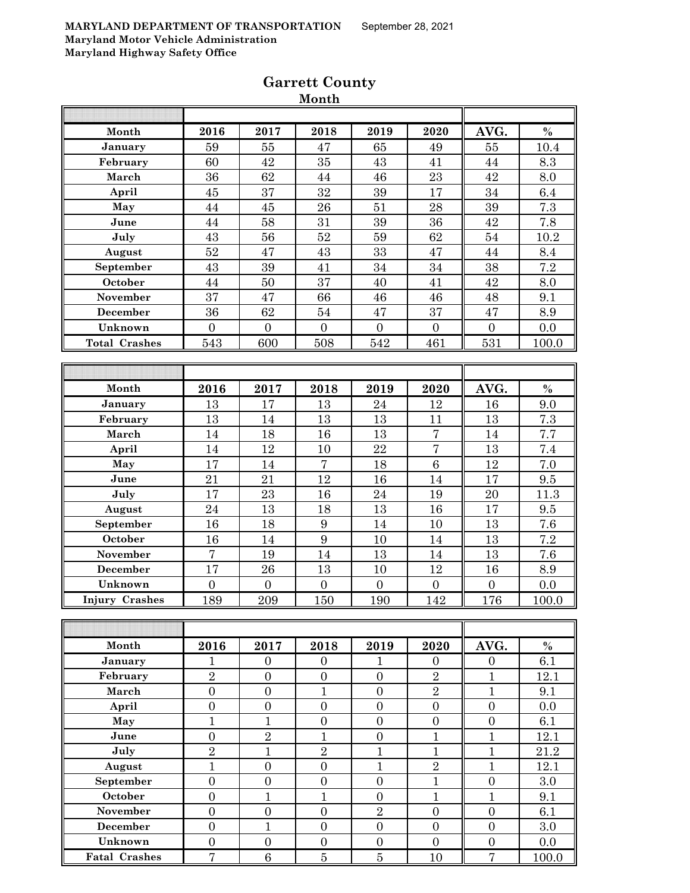MARYLAND DEPARTMENT OF TRANSPORTATION September 28, 2021
Maryland Motor Vehicle Administration
Maryland Highway Safety Office

## Garrett County

### Month

| Month | 2016 | 2017 | 2018 | 2019 | 2020 | AVG. | % |
|---|---|---|---|---|---|---|---|
| January | 59 | 55 | 47 | 65 | 49 | 55 | 10.4 |
| February | 60 | 42 | 35 | 43 | 41 | 44 | 8.3 |
| March | 36 | 62 | 44 | 46 | 23 | 42 | 8.0 |
| April | 45 | 37 | 32 | 39 | 17 | 34 | 6.4 |
| May | 44 | 45 | 26 | 51 | 28 | 39 | 7.3 |
| June | 44 | 58 | 31 | 39 | 36 | 42 | 7.8 |
| July | 43 | 56 | 52 | 59 | 62 | 54 | 10.2 |
| August | 52 | 47 | 43 | 33 | 47 | 44 | 8.4 |
| September | 43 | 39 | 41 | 34 | 34 | 38 | 7.2 |
| October | 44 | 50 | 37 | 40 | 41 | 42 | 8.0 |
| November | 37 | 47 | 66 | 46 | 46 | 48 | 9.1 |
| December | 36 | 62 | 54 | 47 | 37 | 47 | 8.9 |
| Unknown | 0 | 0 | 0 | 0 | 0 | 0 | 0.0 |
| Total Crashes | 543 | 600 | 508 | 542 | 461 | 531 | 100.0 |

| Month | 2016 | 2017 | 2018 | 2019 | 2020 | AVG. | % |
|---|---|---|---|---|---|---|---|
| January | 13 | 17 | 13 | 24 | 12 | 16 | 9.0 |
| February | 13 | 14 | 13 | 13 | 11 | 13 | 7.3 |
| March | 14 | 18 | 16 | 13 | 7 | 14 | 7.7 |
| April | 14 | 12 | 10 | 22 | 7 | 13 | 7.4 |
| May | 17 | 14 | 7 | 18 | 6 | 12 | 7.0 |
| June | 21 | 21 | 12 | 16 | 14 | 17 | 9.5 |
| July | 17 | 23 | 16 | 24 | 19 | 20 | 11.3 |
| August | 24 | 13 | 18 | 13 | 16 | 17 | 9.5 |
| September | 16 | 18 | 9 | 14 | 10 | 13 | 7.6 |
| October | 16 | 14 | 9 | 10 | 14 | 13 | 7.2 |
| November | 7 | 19 | 14 | 13 | 14 | 13 | 7.6 |
| December | 17 | 26 | 13 | 10 | 12 | 16 | 8.9 |
| Unknown | 0 | 0 | 0 | 0 | 0 | 0 | 0.0 |
| Injury Crashes | 189 | 209 | 150 | 190 | 142 | 176 | 100.0 |

| Month | 2016 | 2017 | 2018 | 2019 | 2020 | AVG. | % |
|---|---|---|---|---|---|---|---|
| January | 1 | 0 | 0 | 1 | 0 | 0 | 6.1 |
| February | 2 | 0 | 0 | 0 | 2 | 1 | 12.1 |
| March | 0 | 0 | 1 | 0 | 2 | 1 | 9.1 |
| April | 0 | 0 | 0 | 0 | 0 | 0 | 0.0 |
| May | 1 | 1 | 0 | 0 | 0 | 0 | 6.1 |
| June | 0 | 2 | 1 | 0 | 1 | 1 | 12.1 |
| July | 2 | 1 | 2 | 1 | 1 | 1 | 21.2 |
| August | 1 | 0 | 0 | 1 | 2 | 1 | 12.1 |
| September | 0 | 0 | 0 | 0 | 1 | 0 | 3.0 |
| October | 0 | 1 | 1 | 0 | 1 | 1 | 9.1 |
| November | 0 | 0 | 0 | 2 | 0 | 0 | 6.1 |
| December | 0 | 1 | 0 | 0 | 0 | 0 | 3.0 |
| Unknown | 0 | 0 | 0 | 0 | 0 | 0 | 0.0 |
| Fatal Crashes | 7 | 6 | 5 | 5 | 10 | 7 | 100.0 |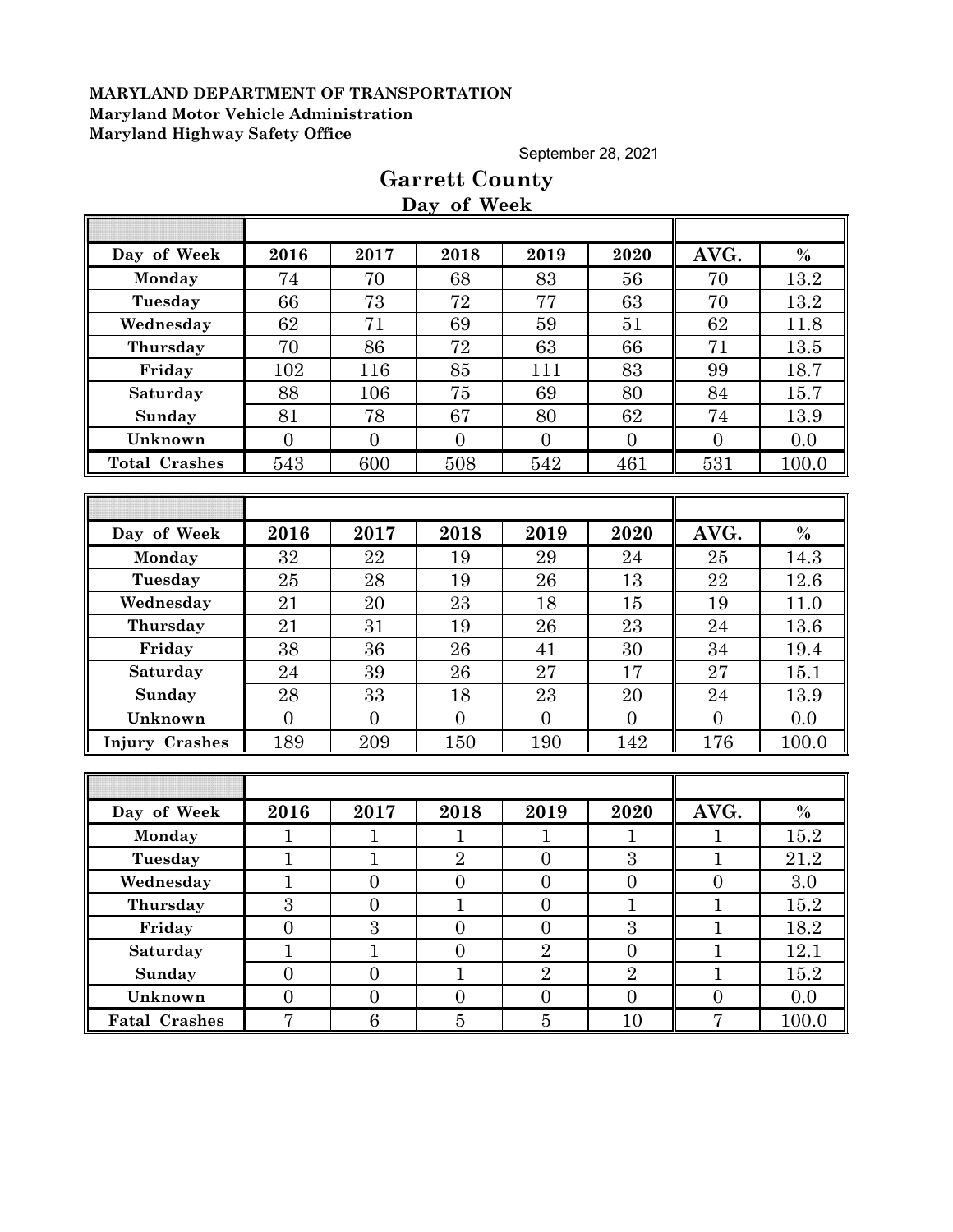**MARYLAND DEPARTMENT OF TRANSPORTATION**
**Maryland Motor Vehicle Administration**
**Maryland Highway Safety Office**

September 28, 2021

# Garrett County

## Day of Week

| Day of Week | 2016 | 2017 | 2018 | 2019 | 2020 | AVG. | % |
|---|---|---|---|---|---|---|---|
| Monday | 74 | 70 | 68 | 83 | 56 | 70 | 13.2 |
| Tuesday | 66 | 73 | 72 | 77 | 63 | 70 | 13.2 |
| Wednesday | 62 | 71 | 69 | 59 | 51 | 62 | 11.8 |
| Thursday | 70 | 86 | 72 | 63 | 66 | 71 | 13.5 |
| Friday | 102 | 116 | 85 | 111 | 83 | 99 | 18.7 |
| Saturday | 88 | 106 | 75 | 69 | 80 | 84 | 15.7 |
| Sunday | 81 | 78 | 67 | 80 | 62 | 74 | 13.9 |
| Unknown | 0 | 0 | 0 | 0 | 0 | 0 | 0.0 |
| Total Crashes | 543 | 600 | 508 | 542 | 461 | 531 | 100.0 |

| Day of Week | 2016 | 2017 | 2018 | 2019 | 2020 | AVG. | % |
|---|---|---|---|---|---|---|---|
| Monday | 32 | 22 | 19 | 29 | 24 | 25 | 14.3 |
| Tuesday | 25 | 28 | 19 | 26 | 13 | 22 | 12.6 |
| Wednesday | 21 | 20 | 23 | 18 | 15 | 19 | 11.0 |
| Thursday | 21 | 31 | 19 | 26 | 23 | 24 | 13.6 |
| Friday | 38 | 36 | 26 | 41 | 30 | 34 | 19.4 |
| Saturday | 24 | 39 | 26 | 27 | 17 | 27 | 15.1 |
| Sunday | 28 | 33 | 18 | 23 | 20 | 24 | 13.9 |
| Unknown | 0 | 0 | 0 | 0 | 0 | 0 | 0.0 |
| Injury Crashes | 189 | 209 | 150 | 190 | 142 | 176 | 100.0 |

| Day of Week | 2016 | 2017 | 2018 | 2019 | 2020 | AVG. | % |
|---|---|---|---|---|---|---|---|
| Monday | 1 | 1 | 1 | 1 | 1 | 1 | 15.2 |
| Tuesday | 1 | 1 | 2 | 0 | 3 | 1 | 21.2 |
| Wednesday | 1 | 0 | 0 | 0 | 0 | 0 | 3.0 |
| Thursday | 3 | 0 | 1 | 0 | 1 | 1 | 15.2 |
| Friday | 0 | 3 | 0 | 0 | 3 | 1 | 18.2 |
| Saturday | 1 | 1 | 0 | 2 | 0 | 1 | 12.1 |
| Sunday | 0 | 0 | 1 | 2 | 2 | 1 | 15.2 |
| Unknown | 0 | 0 | 0 | 0 | 0 | 0 | 0.0 |
| Fatal Crashes | 7 | 6 | 5 | 5 | 10 | 7 | 100.0 |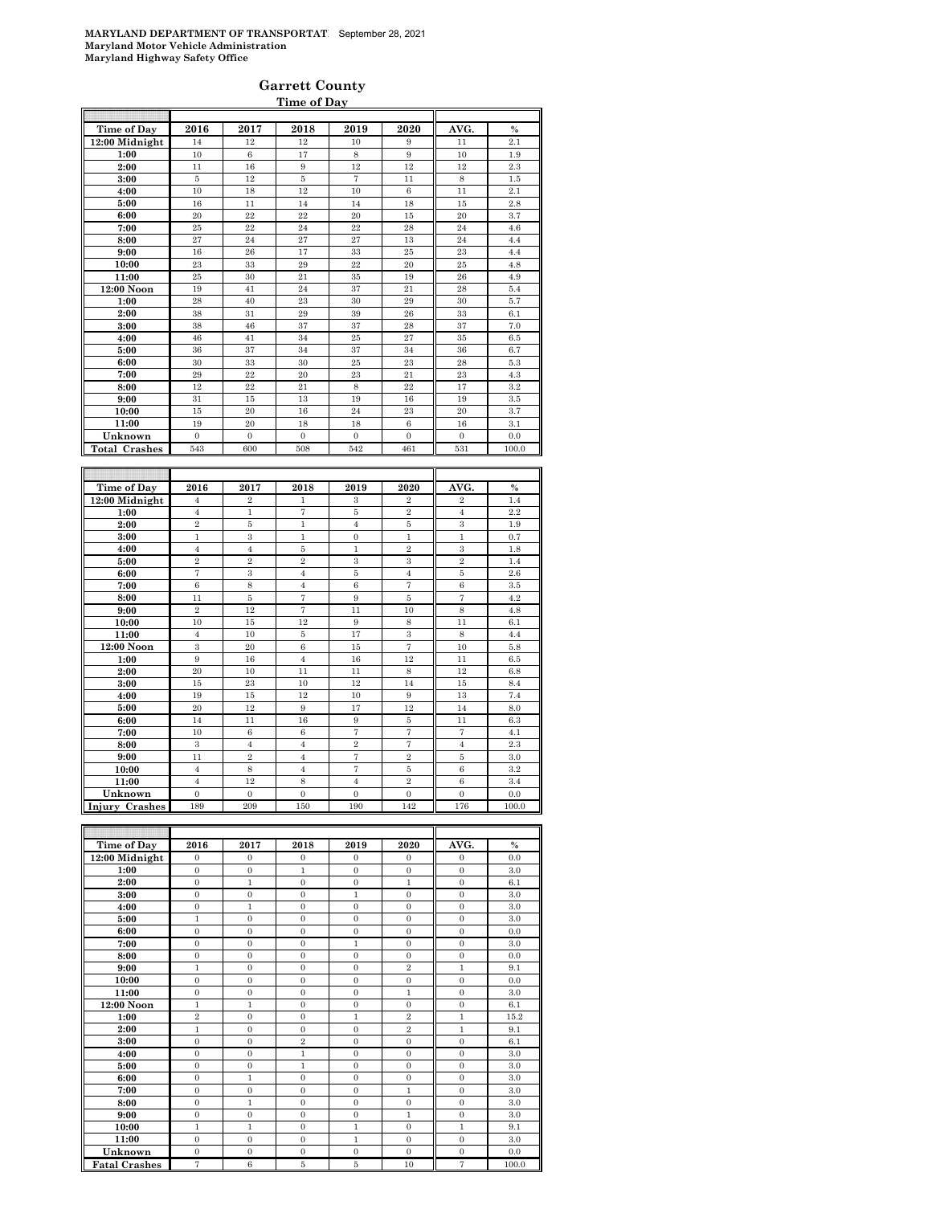MARYLAND DEPARTMENT OF TRANSPORTAT September 28, 2021
Maryland Motor Vehicle Administration
Maryland Highway Safety Office

## Garrett County

### Time of Day

| Time of Day | 2016 | 2017 | 2018 | 2019 | 2020 | AVG. | % |
|---|---|---|---|---|---|---|---|
| 12:00 Midnight | 14 | 12 | 12 | 10 | 9 | 11 | 2.1 |
| 1:00 | 10 | 6 | 17 | 8 | 9 | 10 | 1.9 |
| 2:00 | 11 | 16 | 9 | 12 | 12 | 12 | 2.3 |
| 3:00 | 5 | 12 | 5 | 7 | 11 | 8 | 1.5 |
| 4:00 | 10 | 18 | 12 | 10 | 6 | 11 | 2.1 |
| 5:00 | 16 | 11 | 14 | 14 | 18 | 15 | 2.8 |
| 6:00 | 20 | 22 | 22 | 20 | 15 | 20 | 3.7 |
| 7:00 | 25 | 22 | 24 | 22 | 28 | 24 | 4.6 |
| 8:00 | 27 | 24 | 27 | 27 | 13 | 24 | 4.4 |
| 9:00 | 16 | 26 | 17 | 33 | 25 | 23 | 4.4 |
| 10:00 | 23 | 33 | 29 | 22 | 20 | 25 | 4.8 |
| 11:00 | 25 | 30 | 21 | 35 | 19 | 26 | 4.9 |
| 12:00 Noon | 19 | 41 | 24 | 37 | 21 | 28 | 5.4 |
| 1:00 | 28 | 40 | 23 | 30 | 29 | 30 | 5.7 |
| 2:00 | 38 | 31 | 29 | 39 | 26 | 33 | 6.1 |
| 3:00 | 38 | 46 | 37 | 37 | 28 | 37 | 7.0 |
| 4:00 | 46 | 41 | 34 | 25 | 27 | 35 | 6.5 |
| 5:00 | 36 | 37 | 34 | 37 | 34 | 36 | 6.7 |
| 6:00 | 30 | 33 | 30 | 25 | 23 | 28 | 5.3 |
| 7:00 | 29 | 22 | 20 | 23 | 21 | 23 | 4.3 |
| 8:00 | 12 | 22 | 21 | 8 | 22 | 17 | 3.2 |
| 9:00 | 31 | 15 | 13 | 19 | 16 | 19 | 3.5 |
| 10:00 | 15 | 20 | 16 | 24 | 23 | 20 | 3.7 |
| 11:00 | 19 | 20 | 18 | 18 | 6 | 16 | 3.1 |
| Unknown | 0 | 0 | 0 | 0 | 0 | 0 | 0.0 |
| Total Crashes | 543 | 600 | 508 | 542 | 461 | 531 | 100.0 |

| Time of Day | 2016 | 2017 | 2018 | 2019 | 2020 | AVG. | % |
|---|---|---|---|---|---|---|---|
| 12:00 Midnight | 4 | 2 | 1 | 3 | 2 | 2 | 1.4 |
| 1:00 | 4 | 1 | 7 | 5 | 2 | 4 | 2.2 |
| 2:00 | 2 | 5 | 1 | 4 | 5 | 3 | 1.9 |
| 3:00 | 1 | 3 | 1 | 0 | 1 | 1 | 0.7 |
| 4:00 | 4 | 4 | 5 | 1 | 2 | 3 | 1.8 |
| 5:00 | 2 | 2 | 2 | 3 | 3 | 2 | 1.4 |
| 6:00 | 7 | 3 | 4 | 5 | 4 | 5 | 2.6 |
| 7:00 | 6 | 8 | 4 | 6 | 7 | 6 | 3.5 |
| 8:00 | 11 | 5 | 7 | 9 | 5 | 7 | 4.2 |
| 9:00 | 2 | 12 | 7 | 11 | 10 | 8 | 4.8 |
| 10:00 | 10 | 15 | 12 | 9 | 8 | 11 | 6.1 |
| 11:00 | 4 | 10 | 5 | 17 | 3 | 8 | 4.4 |
| 12:00 Noon | 3 | 20 | 6 | 15 | 7 | 10 | 5.8 |
| 1:00 | 9 | 16 | 4 | 16 | 12 | 11 | 6.5 |
| 2:00 | 20 | 10 | 11 | 11 | 8 | 12 | 6.8 |
| 3:00 | 15 | 23 | 10 | 12 | 14 | 15 | 8.4 |
| 4:00 | 19 | 15 | 12 | 10 | 9 | 13 | 7.4 |
| 5:00 | 20 | 12 | 9 | 17 | 12 | 14 | 8.0 |
| 6:00 | 14 | 11 | 16 | 9 | 5 | 11 | 6.3 |
| 7:00 | 10 | 6 | 6 | 7 | 7 | 7 | 4.1 |
| 8:00 | 3 | 4 | 4 | 2 | 7 | 4 | 2.3 |
| 9:00 | 11 | 2 | 4 | 7 | 2 | 5 | 3.0 |
| 10:00 | 4 | 8 | 4 | 7 | 5 | 6 | 3.2 |
| 11:00 | 4 | 12 | 8 | 4 | 2 | 6 | 3.4 |
| Unknown | 0 | 0 | 0 | 0 | 0 | 0 | 0.0 |
| Injury Crashes | 189 | 209 | 150 | 190 | 142 | 176 | 100.0 |

| Time of Day | 2016 | 2017 | 2018 | 2019 | 2020 | AVG. | % |
|---|---|---|---|---|---|---|---|
| 12:00 Midnight | 0 | 0 | 0 | 0 | 0 | 0 | 0.0 |
| 1:00 | 0 | 0 | 1 | 0 | 0 | 0 | 3.0 |
| 2:00 | 0 | 1 | 0 | 0 | 1 | 0 | 6.1 |
| 3:00 | 0 | 0 | 0 | 1 | 0 | 0 | 3.0 |
| 4:00 | 0 | 1 | 0 | 0 | 0 | 0 | 3.0 |
| 5:00 | 1 | 0 | 0 | 0 | 0 | 0 | 3.0 |
| 6:00 | 0 | 0 | 0 | 0 | 0 | 0 | 0.0 |
| 7:00 | 0 | 0 | 0 | 1 | 0 | 0 | 3.0 |
| 8:00 | 0 | 0 | 0 | 0 | 0 | 0 | 0.0 |
| 9:00 | 1 | 0 | 0 | 0 | 2 | 1 | 9.1 |
| 10:00 | 0 | 0 | 0 | 0 | 0 | 0 | 0.0 |
| 11:00 | 0 | 0 | 0 | 0 | 1 | 0 | 3.0 |
| 12:00 Noon | 1 | 1 | 0 | 0 | 0 | 0 | 6.1 |
| 1:00 | 2 | 0 | 0 | 1 | 2 | 1 | 15.2 |
| 2:00 | 1 | 0 | 0 | 0 | 2 | 1 | 9.1 |
| 3:00 | 0 | 0 | 2 | 0 | 0 | 0 | 6.1 |
| 4:00 | 0 | 0 | 1 | 0 | 0 | 0 | 3.0 |
| 5:00 | 0 | 0 | 1 | 0 | 0 | 0 | 3.0 |
| 6:00 | 0 | 1 | 0 | 0 | 0 | 0 | 3.0 |
| 7:00 | 0 | 0 | 0 | 0 | 1 | 0 | 3.0 |
| 8:00 | 0 | 1 | 0 | 0 | 0 | 0 | 3.0 |
| 9:00 | 0 | 0 | 0 | 0 | 1 | 0 | 3.0 |
| 10:00 | 1 | 1 | 0 | 1 | 0 | 1 | 9.1 |
| 11:00 | 0 | 0 | 0 | 1 | 0 | 0 | 3.0 |
| Unknown | 0 | 0 | 0 | 0 | 0 | 0 | 0.0 |
| Fatal Crashes | 7 | 6 | 5 | 5 | 10 | 7 | 100.0 |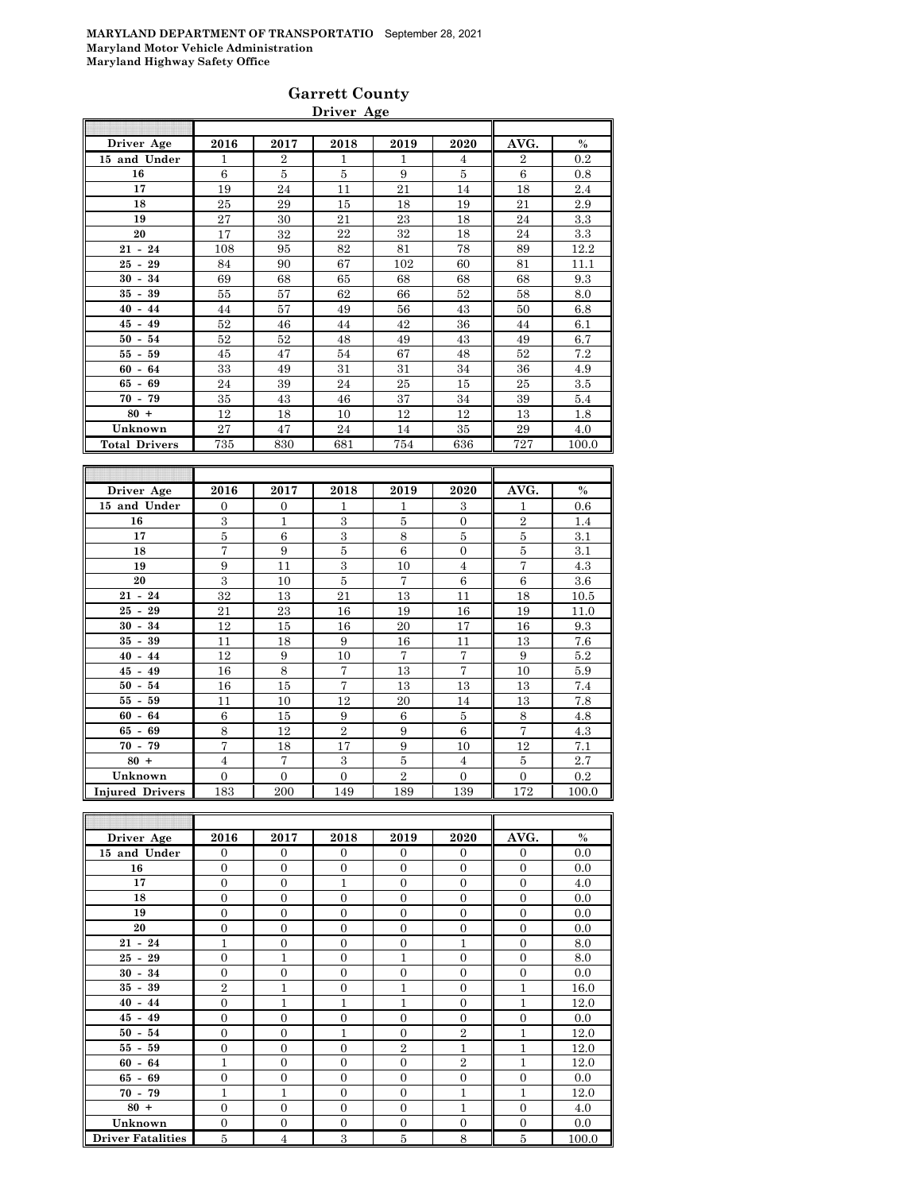**MARYLAND DEPARTMENT OF TRANSPORTATIO** September 28, 2021
**Maryland Motor Vehicle Administration**
**Maryland Highway Safety Office**

## Garrett County

### Driver Age

| Driver Age | 2016 | 2017 | 2018 | 2019 | 2020 | AVG. | % |
|---|---|---|---|---|---|---|---|
| 15 and Under | 1 | 2 | 1 | 1 | 4 | 2 | 0.2 |
| 16 | 6 | 5 | 5 | 9 | 5 | 6 | 0.8 |
| 17 | 19 | 24 | 11 | 21 | 14 | 18 | 2.4 |
| 18 | 25 | 29 | 15 | 18 | 19 | 21 | 2.9 |
| 19 | 27 | 30 | 21 | 23 | 18 | 24 | 3.3 |
| 20 | 17 | 32 | 22 | 32 | 18 | 24 | 3.3 |
| 21 - 24 | 108 | 95 | 82 | 81 | 78 | 89 | 12.2 |
| 25 - 29 | 84 | 90 | 67 | 102 | 60 | 81 | 11.1 |
| 30 - 34 | 69 | 68 | 65 | 68 | 68 | 68 | 9.3 |
| 35 - 39 | 55 | 57 | 62 | 66 | 52 | 58 | 8.0 |
| 40 - 44 | 44 | 57 | 49 | 56 | 43 | 50 | 6.8 |
| 45 - 49 | 52 | 46 | 44 | 42 | 36 | 44 | 6.1 |
| 50 - 54 | 52 | 52 | 48 | 49 | 43 | 49 | 6.7 |
| 55 - 59 | 45 | 47 | 54 | 67 | 48 | 52 | 7.2 |
| 60 - 64 | 33 | 49 | 31 | 31 | 34 | 36 | 4.9 |
| 65 - 69 | 24 | 39 | 24 | 25 | 15 | 25 | 3.5 |
| 70 - 79 | 35 | 43 | 46 | 37 | 34 | 39 | 5.4 |
| 80 + | 12 | 18 | 10 | 12 | 12 | 13 | 1.8 |
| Unknown | 27 | 47 | 24 | 14 | 35 | 29 | 4.0 |
| **Total Drivers** | 735 | 830 | 681 | 754 | 636 | 727 | 100.0 |

| Driver Age | 2016 | 2017 | 2018 | 2019 | 2020 | AVG. | % |
|---|---|---|---|---|---|---|---|
| 15 and Under | 0 | 0 | 1 | 1 | 3 | 1 | 0.6 |
| 16 | 3 | 1 | 3 | 5 | 0 | 2 | 1.4 |
| 17 | 5 | 6 | 3 | 8 | 5 | 5 | 3.1 |
| 18 | 7 | 9 | 5 | 6 | 0 | 5 | 3.1 |
| 19 | 9 | 11 | 3 | 10 | 4 | 7 | 4.3 |
| 20 | 3 | 10 | 5 | 7 | 6 | 6 | 3.6 |
| 21 - 24 | 32 | 13 | 21 | 13 | 11 | 18 | 10.5 |
| 25 - 29 | 21 | 23 | 16 | 19 | 16 | 19 | 11.0 |
| 30 - 34 | 12 | 15 | 16 | 20 | 17 | 16 | 9.3 |
| 35 - 39 | 11 | 18 | 9 | 16 | 11 | 13 | 7.6 |
| 40 - 44 | 12 | 9 | 10 | 7 | 7 | 9 | 5.2 |
| 45 - 49 | 16 | 8 | 7 | 13 | 7 | 10 | 5.9 |
| 50 - 54 | 16 | 15 | 7 | 13 | 13 | 13 | 7.4 |
| 55 - 59 | 11 | 10 | 12 | 20 | 14 | 13 | 7.8 |
| 60 - 64 | 6 | 15 | 9 | 6 | 5 | 8 | 4.8 |
| 65 - 69 | 8 | 12 | 2 | 9 | 6 | 7 | 4.3 |
| 70 - 79 | 7 | 18 | 17 | 9 | 10 | 12 | 7.1 |
| 80 + | 4 | 7 | 3 | 5 | 4 | 5 | 2.7 |
| Unknown | 0 | 0 | 0 | 2 | 0 | 0 | 0.2 |
| **Injured Drivers** | 183 | 200 | 149 | 189 | 139 | 172 | 100.0 |

| Driver Age | 2016 | 2017 | 2018 | 2019 | 2020 | AVG. | % |
|---|---|---|---|---|---|---|---|
| 15 and Under | 0 | 0 | 0 | 0 | 0 | 0 | 0.0 |
| 16 | 0 | 0 | 0 | 0 | 0 | 0 | 0.0 |
| 17 | 0 | 0 | 1 | 0 | 0 | 0 | 4.0 |
| 18 | 0 | 0 | 0 | 0 | 0 | 0 | 0.0 |
| 19 | 0 | 0 | 0 | 0 | 0 | 0 | 0.0 |
| 20 | 0 | 0 | 0 | 0 | 0 | 0 | 0.0 |
| 21 - 24 | 1 | 0 | 0 | 0 | 1 | 0 | 8.0 |
| 25 - 29 | 0 | 1 | 0 | 1 | 0 | 0 | 8.0 |
| 30 - 34 | 0 | 0 | 0 | 0 | 0 | 0 | 0.0 |
| 35 - 39 | 2 | 1 | 0 | 1 | 0 | 1 | 16.0 |
| 40 - 44 | 0 | 1 | 1 | 1 | 0 | 1 | 12.0 |
| 45 - 49 | 0 | 0 | 0 | 0 | 0 | 0 | 0.0 |
| 50 - 54 | 0 | 0 | 1 | 0 | 2 | 1 | 12.0 |
| 55 - 59 | 0 | 0 | 0 | 2 | 1 | 1 | 12.0 |
| 60 - 64 | 1 | 0 | 0 | 0 | 2 | 1 | 12.0 |
| 65 - 69 | 0 | 0 | 0 | 0 | 0 | 0 | 0.0 |
| 70 - 79 | 1 | 1 | 0 | 0 | 1 | 1 | 12.0 |
| 80 + | 0 | 0 | 0 | 0 | 1 | 0 | 4.0 |
| Unknown | 0 | 0 | 0 | 0 | 0 | 0 | 0.0 |
| **Driver Fatalities** | 5 | 4 | 3 | 5 | 8 | 5 | 100.0 |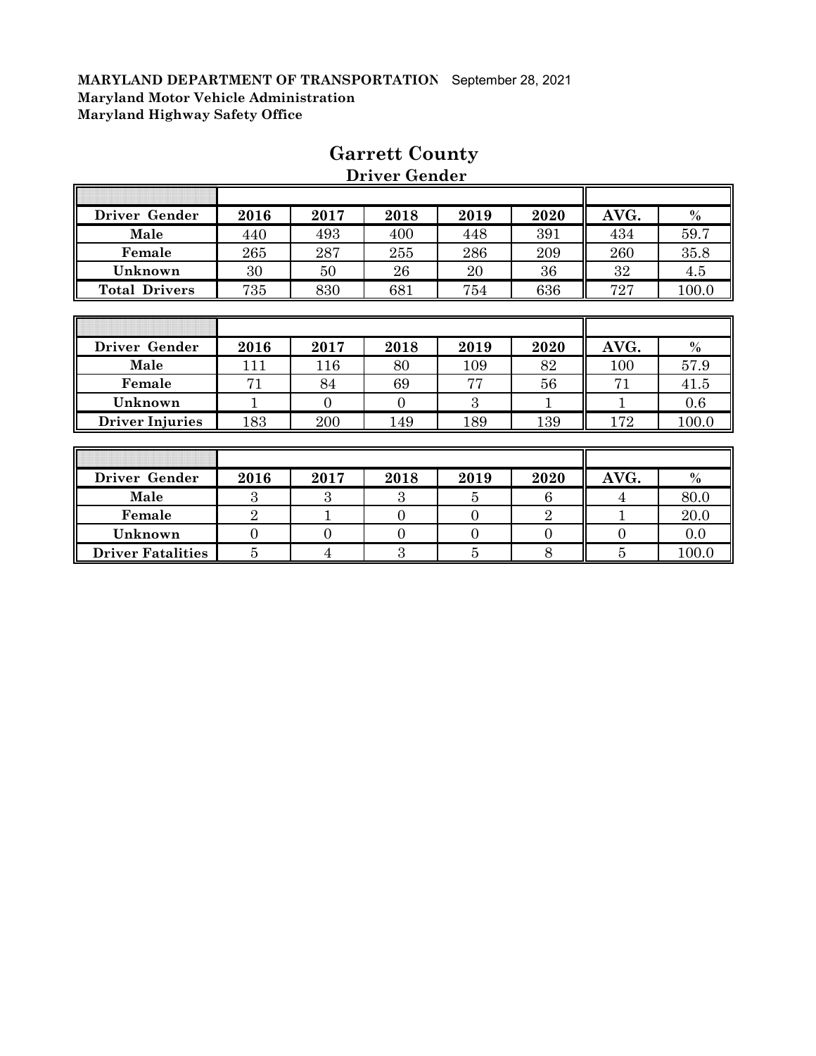**MARYLAND DEPARTMENT OF TRANSPORTATION** September 28, 2021
**Maryland Motor Vehicle Administration**
**Maryland Highway Safety Office**

# Garrett County

## Driver Gender

| Driver Gender | 2016 | 2017 | 2018 | 2019 | 2020 | AVG. | % |
|---|---|---|---|---|---|---|---|
| Male | 440 | 493 | 400 | 448 | 391 | 434 | 59.7 |
| Female | 265 | 287 | 255 | 286 | 209 | 260 | 35.8 |
| Unknown | 30 | 50 | 26 | 20 | 36 | 32 | 4.5 |
| Total Drivers | 735 | 830 | 681 | 754 | 636 | 727 | 100.0 |

| Driver Gender | 2016 | 2017 | 2018 | 2019 | 2020 | AVG. | % |
|---|---|---|---|---|---|---|---|
| Male | 111 | 116 | 80 | 109 | 82 | 100 | 57.9 |
| Female | 71 | 84 | 69 | 77 | 56 | 71 | 41.5 |
| Unknown | 1 | 0 | 0 | 3 | 1 | 1 | 0.6 |
| Driver Injuries | 183 | 200 | 149 | 189 | 139 | 172 | 100.0 |

| Driver Gender | 2016 | 2017 | 2018 | 2019 | 2020 | AVG. | % |
|---|---|---|---|---|---|---|---|
| Male | 3 | 3 | 3 | 5 | 6 | 4 | 80.0 |
| Female | 2 | 1 | 0 | 0 | 2 | 1 | 20.0 |
| Unknown | 0 | 0 | 0 | 0 | 0 | 0 | 0.0 |
| Driver Fatalities | 5 | 4 | 3 | 5 | 8 | 5 | 100.0 |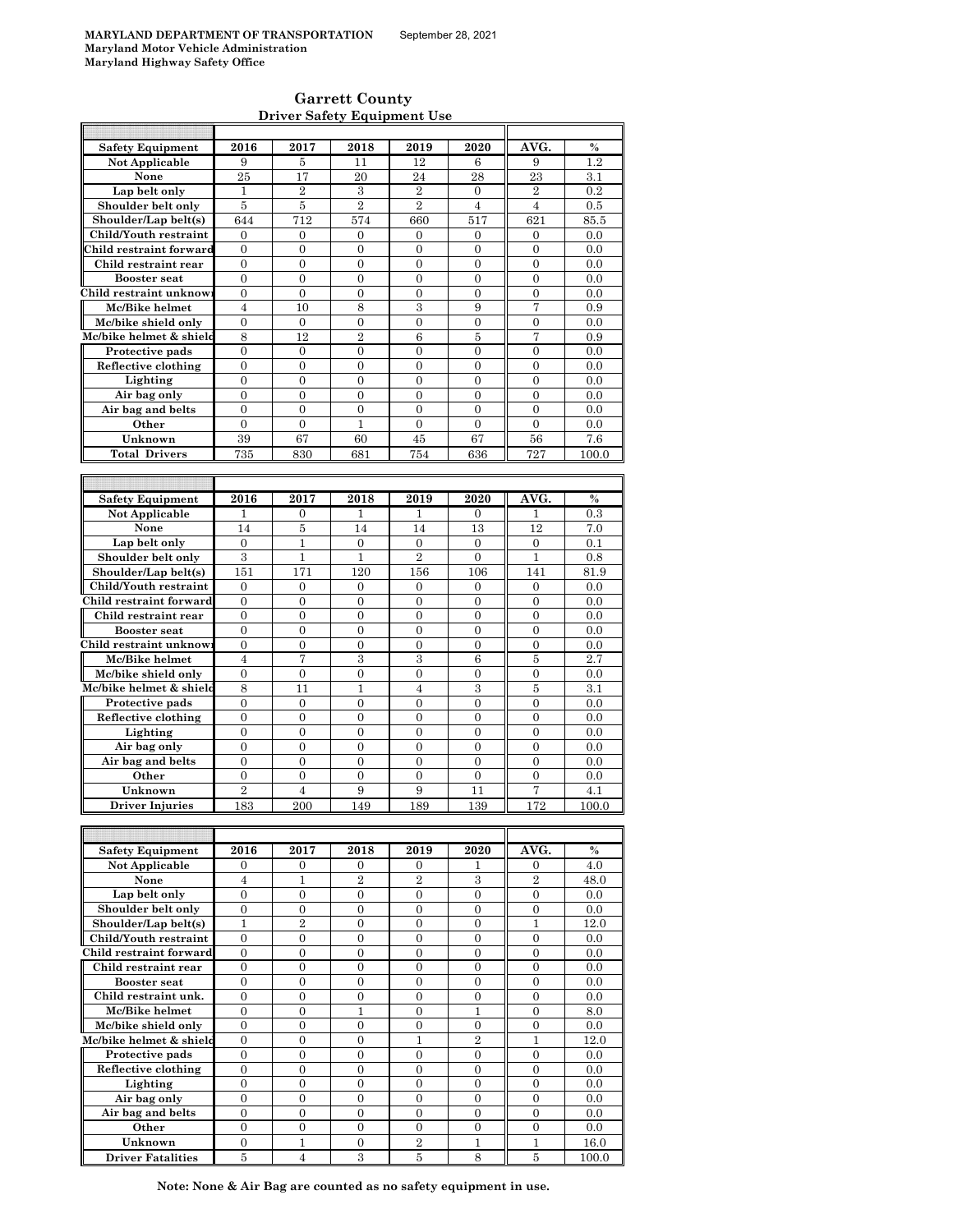**MARYLAND DEPARTMENT OF TRANSPORTATION** September 28, 2021
**Maryland Motor Vehicle Administration**
**Maryland Highway Safety Office**

## Garrett County
### Driver Safety Equipment Use

| Safety Equipment | 2016 | 2017 | 2018 | 2019 | 2020 | AVG. | % |
|---|---|---|---|---|---|---|---|
| Not Applicable | 9 | 5 | 11 | 12 | 6 | 9 | 1.2 |
| None | 25 | 17 | 20 | 24 | 28 | 23 | 3.1 |
| Lap belt only | 1 | 2 | 3 | 2 | 0 | 2 | 0.2 |
| Shoulder belt only | 5 | 5 | 2 | 2 | 4 | 4 | 0.5 |
| Shoulder/Lap belt(s) | 644 | 712 | 574 | 660 | 517 | 621 | 85.5 |
| Child/Youth restraint | 0 | 0 | 0 | 0 | 0 | 0 | 0.0 |
| Child restraint forward | 0 | 0 | 0 | 0 | 0 | 0 | 0.0 |
| Child restraint rear | 0 | 0 | 0 | 0 | 0 | 0 | 0.0 |
| Booster seat | 0 | 0 | 0 | 0 | 0 | 0 | 0.0 |
| Child restraint unknown | 0 | 0 | 0 | 0 | 0 | 0 | 0.0 |
| Mc/Bike helmet | 4 | 10 | 8 | 3 | 9 | 7 | 0.9 |
| Mc/bike shield only | 0 | 0 | 0 | 0 | 0 | 0 | 0.0 |
| Mc/bike helmet & shield | 8 | 12 | 2 | 6 | 5 | 7 | 0.9 |
| Protective pads | 0 | 0 | 0 | 0 | 0 | 0 | 0.0 |
| Reflective clothing | 0 | 0 | 0 | 0 | 0 | 0 | 0.0 |
| Lighting | 0 | 0 | 0 | 0 | 0 | 0 | 0.0 |
| Air bag only | 0 | 0 | 0 | 0 | 0 | 0 | 0.0 |
| Air bag and belts | 0 | 0 | 0 | 0 | 0 | 0 | 0.0 |
| Other | 0 | 0 | 1 | 0 | 0 | 0 | 0.0 |
| Unknown | 39 | 67 | 60 | 45 | 67 | 56 | 7.6 |
| **Total Drivers** | 735 | 830 | 681 | 754 | 636 | 727 | 100.0 |

| Safety Equipment | 2016 | 2017 | 2018 | 2019 | 2020 | AVG. | % |
|---|---|---|---|---|---|---|---|
| Not Applicable | 1 | 0 | 1 | 1 | 0 | 1 | 0.3 |
| None | 14 | 5 | 14 | 14 | 13 | 12 | 7.0 |
| Lap belt only | 0 | 1 | 0 | 0 | 0 | 0 | 0.1 |
| Shoulder belt only | 3 | 1 | 1 | 2 | 0 | 1 | 0.8 |
| Shoulder/Lap belt(s) | 151 | 171 | 120 | 156 | 106 | 141 | 81.9 |
| Child/Youth restraint | 0 | 0 | 0 | 0 | 0 | 0 | 0.0 |
| Child restraint forward | 0 | 0 | 0 | 0 | 0 | 0 | 0.0 |
| Child restraint rear | 0 | 0 | 0 | 0 | 0 | 0 | 0.0 |
| Booster seat | 0 | 0 | 0 | 0 | 0 | 0 | 0.0 |
| Child restraint unknown | 0 | 0 | 0 | 0 | 0 | 0 | 0.0 |
| Mc/Bike helmet | 4 | 7 | 3 | 3 | 6 | 5 | 2.7 |
| Mc/bike shield only | 0 | 0 | 0 | 0 | 0 | 0 | 0.0 |
| Mc/bike helmet & shield | 8 | 11 | 1 | 4 | 3 | 5 | 3.1 |
| Protective pads | 0 | 0 | 0 | 0 | 0 | 0 | 0.0 |
| Reflective clothing | 0 | 0 | 0 | 0 | 0 | 0 | 0.0 |
| Lighting | 0 | 0 | 0 | 0 | 0 | 0 | 0.0 |
| Air bag only | 0 | 0 | 0 | 0 | 0 | 0 | 0.0 |
| Air bag and belts | 0 | 0 | 0 | 0 | 0 | 0 | 0.0 |
| Other | 0 | 0 | 0 | 0 | 0 | 0 | 0.0 |
| Unknown | 2 | 4 | 9 | 9 | 11 | 7 | 4.1 |
| **Driver Injuries** | 183 | 200 | 149 | 189 | 139 | 172 | 100.0 |

| Safety Equipment | 2016 | 2017 | 2018 | 2019 | 2020 | AVG. | % |
|---|---|---|---|---|---|---|---|
| Not Applicable | 0 | 0 | 0 | 0 | 1 | 0 | 4.0 |
| None | 4 | 1 | 2 | 2 | 3 | 2 | 48.0 |
| Lap belt only | 0 | 0 | 0 | 0 | 0 | 0 | 0.0 |
| Shoulder belt only | 0 | 0 | 0 | 0 | 0 | 0 | 0.0 |
| Shoulder/Lap belt(s) | 1 | 2 | 0 | 0 | 0 | 1 | 12.0 |
| Child/Youth restraint | 0 | 0 | 0 | 0 | 0 | 0 | 0.0 |
| Child restraint forward | 0 | 0 | 0 | 0 | 0 | 0 | 0.0 |
| Child restraint rear | 0 | 0 | 0 | 0 | 0 | 0 | 0.0 |
| Booster seat | 0 | 0 | 0 | 0 | 0 | 0 | 0.0 |
| Child restraint unk. | 0 | 0 | 0 | 0 | 0 | 0 | 0.0 |
| Mc/Bike helmet | 0 | 0 | 1 | 0 | 1 | 0 | 8.0 |
| Mc/bike shield only | 0 | 0 | 0 | 0 | 0 | 0 | 0.0 |
| Mc/bike helmet & shield | 0 | 0 | 0 | 1 | 2 | 1 | 12.0 |
| Protective pads | 0 | 0 | 0 | 0 | 0 | 0 | 0.0 |
| Reflective clothing | 0 | 0 | 0 | 0 | 0 | 0 | 0.0 |
| Lighting | 0 | 0 | 0 | 0 | 0 | 0 | 0.0 |
| Air bag only | 0 | 0 | 0 | 0 | 0 | 0 | 0.0 |
| Air bag and belts | 0 | 0 | 0 | 0 | 0 | 0 | 0.0 |
| Other | 0 | 0 | 0 | 0 | 0 | 0 | 0.0 |
| Unknown | 0 | 1 | 0 | 2 | 1 | 1 | 16.0 |
| **Driver Fatalities** | 5 | 4 | 3 | 5 | 8 | 5 | 100.0 |

**Note: None & Air Bag are counted as no safety equipment in use.**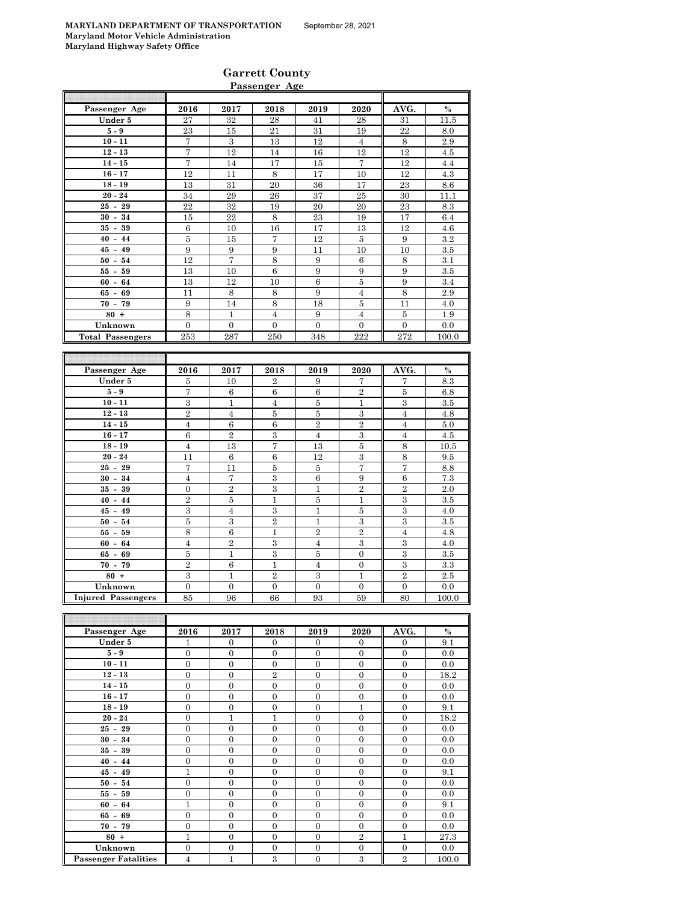**MARYLAND DEPARTMENT OF TRANSPORTATION** September 28, 2021
**Maryland Motor Vehicle Administration**
**Maryland Highway Safety Office**

## Garrett County

### Passenger Age

| Passenger Age | 2016 | 2017 | 2018 | 2019 | 2020 | AVG. | % |
|---|---|---|---|---|---|---|---|
| Under 5 | 27 | 32 | 28 | 41 | 28 | 31 | 11.5 |
| 5 - 9 | 23 | 15 | 21 | 31 | 19 | 22 | 8.0 |
| 10 - 11 | 7 | 3 | 13 | 12 | 4 | 8 | 2.9 |
| 12 - 13 | 7 | 12 | 14 | 16 | 12 | 12 | 4.5 |
| 14 - 15 | 7 | 14 | 17 | 15 | 7 | 12 | 4.4 |
| 16 - 17 | 12 | 11 | 8 | 17 | 10 | 12 | 4.3 |
| 18 - 19 | 13 | 31 | 20 | 36 | 17 | 23 | 8.6 |
| 20 - 24 | 34 | 29 | 26 | 37 | 25 | 30 | 11.1 |
| 25 - 29 | 22 | 32 | 19 | 20 | 20 | 23 | 8.3 |
| 30 - 34 | 15 | 22 | 8 | 23 | 19 | 17 | 6.4 |
| 35 - 39 | 6 | 10 | 16 | 17 | 13 | 12 | 4.6 |
| 40 - 44 | 5 | 15 | 7 | 12 | 5 | 9 | 3.2 |
| 45 - 49 | 9 | 9 | 9 | 11 | 10 | 10 | 3.5 |
| 50 - 54 | 12 | 7 | 8 | 9 | 6 | 8 | 3.1 |
| 55 - 59 | 13 | 10 | 6 | 9 | 9 | 9 | 3.5 |
| 60 - 64 | 13 | 12 | 10 | 6 | 5 | 9 | 3.4 |
| 65 - 69 | 11 | 8 | 8 | 9 | 4 | 8 | 2.9 |
| 70 - 79 | 9 | 14 | 8 | 18 | 5 | 11 | 4.0 |
| 80 + | 8 | 1 | 4 | 9 | 4 | 5 | 1.9 |
| Unknown | 0 | 0 | 0 | 0 | 0 | 0 | 0.0 |
| Total Passengers | 253 | 287 | 250 | 348 | 222 | 272 | 100.0 |

| Passenger Age | 2016 | 2017 | 2018 | 2019 | 2020 | AVG. | % |
|---|---|---|---|---|---|---|---|
| Under 5 | 5 | 10 | 2 | 9 | 7 | 7 | 8.3 |
| 5 - 9 | 7 | 6 | 6 | 6 | 2 | 5 | 6.8 |
| 10 - 11 | 3 | 1 | 4 | 5 | 1 | 3 | 3.5 |
| 12 - 13 | 2 | 4 | 5 | 5 | 3 | 4 | 4.8 |
| 14 - 15 | 4 | 6 | 6 | 2 | 2 | 4 | 5.0 |
| 16 - 17 | 6 | 2 | 3 | 4 | 3 | 4 | 4.5 |
| 18 - 19 | 4 | 13 | 7 | 13 | 5 | 8 | 10.5 |
| 20 - 24 | 11 | 6 | 6 | 12 | 3 | 8 | 9.5 |
| 25 - 29 | 7 | 11 | 5 | 5 | 7 | 7 | 8.8 |
| 30 - 34 | 4 | 7 | 3 | 6 | 9 | 6 | 7.3 |
| 35 - 39 | 0 | 2 | 3 | 1 | 2 | 2 | 2.0 |
| 40 - 44 | 2 | 5 | 1 | 5 | 1 | 3 | 3.5 |
| 45 - 49 | 3 | 4 | 3 | 1 | 5 | 3 | 4.0 |
| 50 - 54 | 5 | 3 | 2 | 1 | 3 | 3 | 3.5 |
| 55 - 59 | 8 | 6 | 1 | 2 | 2 | 4 | 4.8 |
| 60 - 64 | 4 | 2 | 3 | 4 | 3 | 3 | 4.0 |
| 65 - 69 | 5 | 1 | 3 | 5 | 0 | 3 | 3.5 |
| 70 - 79 | 2 | 6 | 1 | 4 | 0 | 3 | 3.3 |
| 80 + | 3 | 1 | 2 | 3 | 1 | 2 | 2.5 |
| Unknown | 0 | 0 | 0 | 0 | 0 | 0 | 0.0 |
| Injured Passengers | 85 | 96 | 66 | 93 | 59 | 80 | 100.0 |

| Passenger Age | 2016 | 2017 | 2018 | 2019 | 2020 | AVG. | % |
|---|---|---|---|---|---|---|---|
| Under 5 | 1 | 0 | 0 | 0 | 0 | 0 | 9.1 |
| 5 - 9 | 0 | 0 | 0 | 0 | 0 | 0 | 0.0 |
| 10 - 11 | 0 | 0 | 0 | 0 | 0 | 0 | 0.0 |
| 12 - 13 | 0 | 0 | 2 | 0 | 0 | 0 | 18.2 |
| 14 - 15 | 0 | 0 | 0 | 0 | 0 | 0 | 0.0 |
| 16 - 17 | 0 | 0 | 0 | 0 | 0 | 0 | 0.0 |
| 18 - 19 | 0 | 0 | 0 | 0 | 1 | 0 | 9.1 |
| 20 - 24 | 0 | 1 | 1 | 0 | 0 | 0 | 18.2 |
| 25 - 29 | 0 | 0 | 0 | 0 | 0 | 0 | 0.0 |
| 30 - 34 | 0 | 0 | 0 | 0 | 0 | 0 | 0.0 |
| 35 - 39 | 0 | 0 | 0 | 0 | 0 | 0 | 0.0 |
| 40 - 44 | 0 | 0 | 0 | 0 | 0 | 0 | 0.0 |
| 45 - 49 | 1 | 0 | 0 | 0 | 0 | 0 | 9.1 |
| 50 - 54 | 0 | 0 | 0 | 0 | 0 | 0 | 0.0 |
| 55 - 59 | 0 | 0 | 0 | 0 | 0 | 0 | 0.0 |
| 60 - 64 | 1 | 0 | 0 | 0 | 0 | 0 | 9.1 |
| 65 - 69 | 0 | 0 | 0 | 0 | 0 | 0 | 0.0 |
| 70 - 79 | 0 | 0 | 0 | 0 | 0 | 0 | 0.0 |
| 80 + | 1 | 0 | 0 | 0 | 2 | 1 | 27.3 |
| Unknown | 0 | 0 | 0 | 0 | 0 | 0 | 0.0 |
| Passenger Fatalities | 4 | 1 | 3 | 0 | 3 | 2 | 100.0 |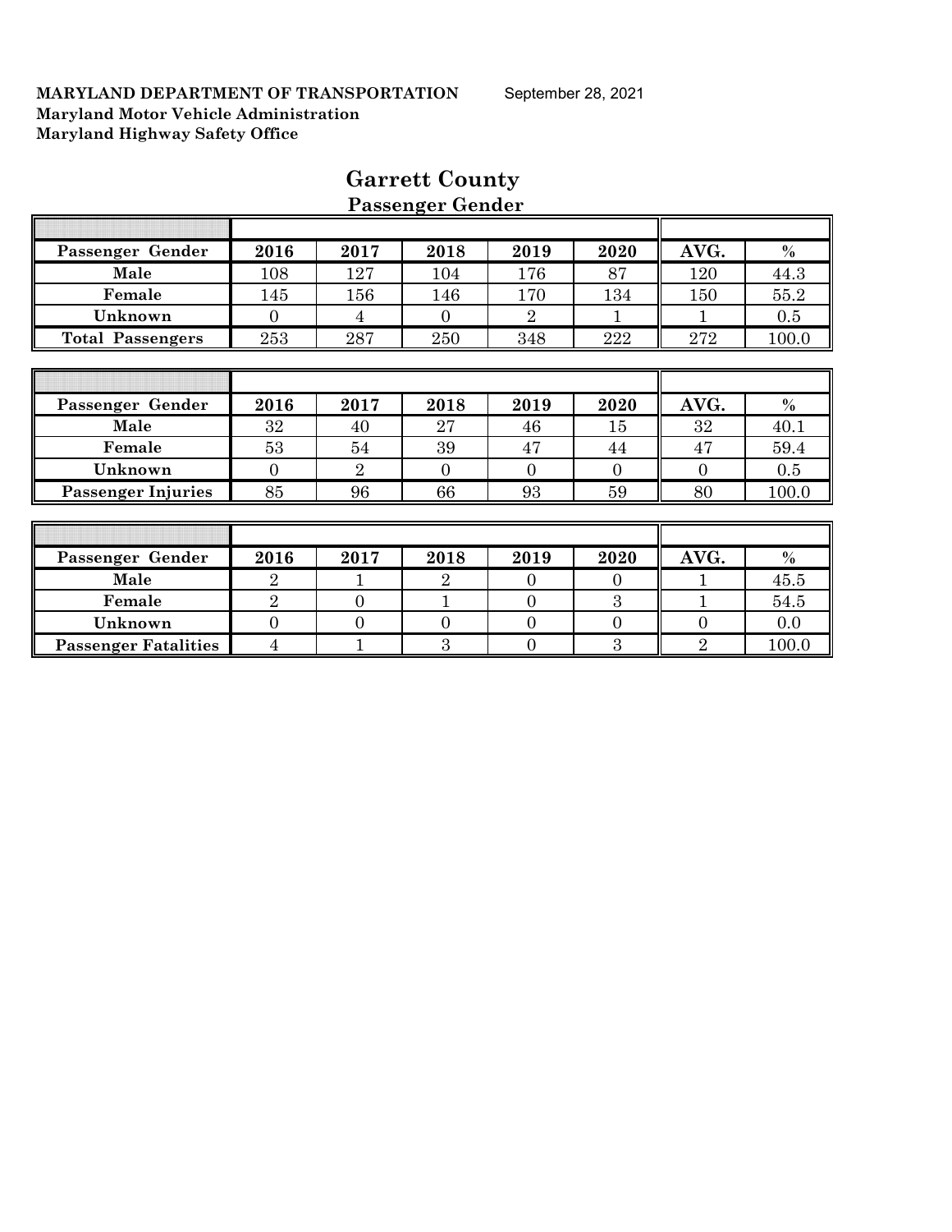**MARYLAND DEPARTMENT OF TRANSPORTATION** September 28, 2021
**Maryland Motor Vehicle Administration**
**Maryland Highway Safety Office**

# Garrett County

## Passenger Gender

| Passenger Gender | 2016 | 2017 | 2018 | 2019 | 2020 | AVG. | % |
|---|---|---|---|---|---|---|---|
| Male | 108 | 127 | 104 | 176 | 87 | 120 | 44.3 |
| Female | 145 | 156 | 146 | 170 | 134 | 150 | 55.2 |
| Unknown | 0 | 4 | 0 | 2 | 1 | 1 | 0.5 |
| Total Passengers | 253 | 287 | 250 | 348 | 222 | 272 | 100.0 |

| Passenger Gender | 2016 | 2017 | 2018 | 2019 | 2020 | AVG. | % |
|---|---|---|---|---|---|---|---|
| Male | 32 | 40 | 27 | 46 | 15 | 32 | 40.1 |
| Female | 53 | 54 | 39 | 47 | 44 | 47 | 59.4 |
| Unknown | 0 | 2 | 0 | 0 | 0 | 0 | 0.5 |
| Passenger Injuries | 85 | 96 | 66 | 93 | 59 | 80 | 100.0 |

| Passenger Gender | 2016 | 2017 | 2018 | 2019 | 2020 | AVG. | % |
|---|---|---|---|---|---|---|---|
| Male | 2 | 1 | 2 | 0 | 0 | 1 | 45.5 |
| Female | 2 | 0 | 1 | 0 | 3 | 1 | 54.5 |
| Unknown | 0 | 0 | 0 | 0 | 0 | 0 | 0.0 |
| Passenger Fatalities | 4 | 1 | 3 | 0 | 3 | 2 | 100.0 |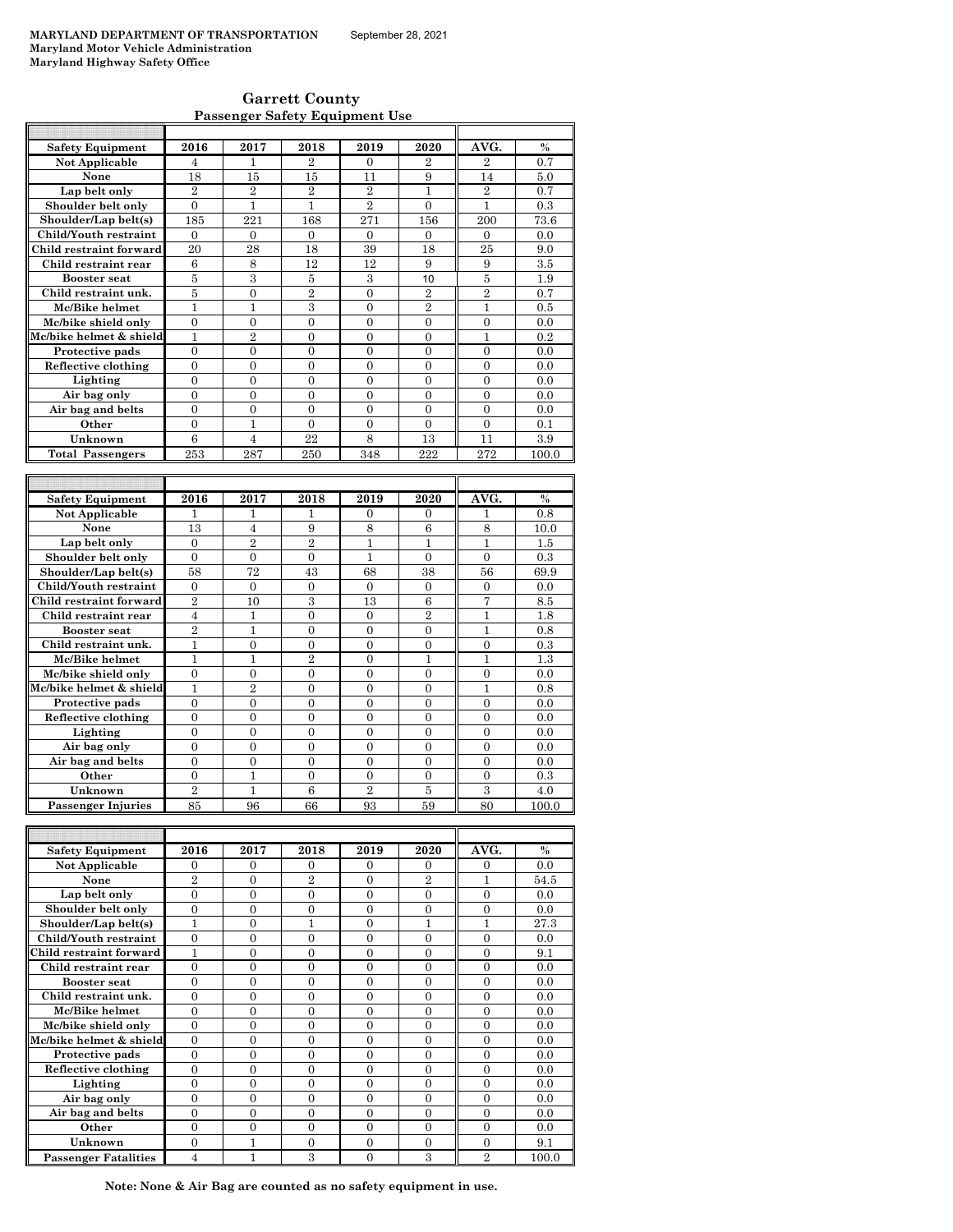MARYLAND DEPARTMENT OF TRANSPORTATION September 28, 2021
**Maryland Motor Vehicle Administration**
**Maryland Highway Safety Office**

## Garrett County
### Passenger Safety Equipment Use

| Safety Equipment | 2016 | 2017 | 2018 | 2019 | 2020 | AVG. | % |
|---|---|---|---|---|---|---|---|
| Not Applicable | 4 | 1 | 2 | 0 | 2 | 2 | 0.7 |
| None | 18 | 15 | 15 | 11 | 9 | 14 | 5.0 |
| Lap belt only | 2 | 2 | 2 | 2 | 1 | 2 | 0.7 |
| Shoulder belt only | 0 | 1 | 1 | 2 | 0 | 1 | 0.3 |
| Shoulder/Lap belt(s) | 185 | 221 | 168 | 271 | 156 | 200 | 73.6 |
| Child/Youth restraint | 0 | 0 | 0 | 0 | 0 | 0 | 0.0 |
| Child restraint forward | 20 | 28 | 18 | 39 | 18 | 25 | 9.0 |
| Child restraint rear | 6 | 8 | 12 | 12 | 9 | 9 | 3.5 |
| Booster seat | 5 | 3 | 5 | 3 | 10 | 5 | 1.9 |
| Child restraint unk. | 5 | 0 | 2 | 0 | 2 | 2 | 0.7 |
| Mc/Bike helmet | 1 | 1 | 3 | 0 | 2 | 1 | 0.5 |
| Mc/bike shield only | 0 | 0 | 0 | 0 | 0 | 0 | 0.0 |
| Mc/bike helmet & shield | 1 | 2 | 0 | 0 | 0 | 1 | 0.2 |
| Protective pads | 0 | 0 | 0 | 0 | 0 | 0 | 0.0 |
| Reflective clothing | 0 | 0 | 0 | 0 | 0 | 0 | 0.0 |
| Lighting | 0 | 0 | 0 | 0 | 0 | 0 | 0.0 |
| Air bag only | 0 | 0 | 0 | 0 | 0 | 0 | 0.0 |
| Air bag and belts | 0 | 0 | 0 | 0 | 0 | 0 | 0.0 |
| Other | 0 | 1 | 0 | 0 | 0 | 0 | 0.1 |
| Unknown | 6 | 4 | 22 | 8 | 13 | 11 | 3.9 |
| Total Passengers | 253 | 287 | 250 | 348 | 222 | 272 | 100.0 |

| Safety Equipment | 2016 | 2017 | 2018 | 2019 | 2020 | AVG. | % |
|---|---|---|---|---|---|---|---|
| Not Applicable | 1 | 1 | 1 | 0 | 0 | 1 | 0.8 |
| None | 13 | 4 | 9 | 8 | 6 | 8 | 10.0 |
| Lap belt only | 0 | 2 | 2 | 1 | 1 | 1 | 1.5 |
| Shoulder belt only | 0 | 0 | 0 | 1 | 0 | 0 | 0.3 |
| Shoulder/Lap belt(s) | 58 | 72 | 43 | 68 | 38 | 56 | 69.9 |
| Child/Youth restraint | 0 | 0 | 0 | 0 | 0 | 0 | 0.0 |
| Child restraint forward | 2 | 10 | 3 | 13 | 6 | 7 | 8.5 |
| Child restraint rear | 4 | 1 | 0 | 0 | 2 | 1 | 1.8 |
| Booster seat | 2 | 1 | 0 | 0 | 0 | 1 | 0.8 |
| Child restraint unk. | 1 | 0 | 0 | 0 | 0 | 0 | 0.3 |
| Mc/Bike helmet | 1 | 1 | 2 | 0 | 1 | 1 | 1.3 |
| Mc/bike shield only | 0 | 0 | 0 | 0 | 0 | 0 | 0.0 |
| Mc/bike helmet & shield | 1 | 2 | 0 | 0 | 0 | 1 | 0.8 |
| Protective pads | 0 | 0 | 0 | 0 | 0 | 0 | 0.0 |
| Reflective clothing | 0 | 0 | 0 | 0 | 0 | 0 | 0.0 |
| Lighting | 0 | 0 | 0 | 0 | 0 | 0 | 0.0 |
| Air bag only | 0 | 0 | 0 | 0 | 0 | 0 | 0.0 |
| Air bag and belts | 0 | 0 | 0 | 0 | 0 | 0 | 0.0 |
| Other | 0 | 1 | 0 | 0 | 0 | 0 | 0.3 |
| Unknown | 2 | 1 | 6 | 2 | 5 | 3 | 4.0 |
| Passenger Injuries | 85 | 96 | 66 | 93 | 59 | 80 | 100.0 |

| Safety Equipment | 2016 | 2017 | 2018 | 2019 | 2020 | AVG. | % |
|---|---|---|---|---|---|---|---|
| Not Applicable | 0 | 0 | 0 | 0 | 0 | 0 | 0.0 |
| None | 2 | 0 | 2 | 0 | 2 | 1 | 54.5 |
| Lap belt only | 0 | 0 | 0 | 0 | 0 | 0 | 0.0 |
| Shoulder belt only | 0 | 0 | 0 | 0 | 0 | 0 | 0.0 |
| Shoulder/Lap belt(s) | 1 | 0 | 1 | 0 | 1 | 1 | 27.3 |
| Child/Youth restraint | 0 | 0 | 0 | 0 | 0 | 0 | 0.0 |
| Child restraint forward | 1 | 0 | 0 | 0 | 0 | 0 | 9.1 |
| Child restraint rear | 0 | 0 | 0 | 0 | 0 | 0 | 0.0 |
| Booster seat | 0 | 0 | 0 | 0 | 0 | 0 | 0.0 |
| Child restraint unk. | 0 | 0 | 0 | 0 | 0 | 0 | 0.0 |
| Mc/Bike helmet | 0 | 0 | 0 | 0 | 0 | 0 | 0.0 |
| Mc/bike shield only | 0 | 0 | 0 | 0 | 0 | 0 | 0.0 |
| Mc/bike helmet & shield | 0 | 0 | 0 | 0 | 0 | 0 | 0.0 |
| Protective pads | 0 | 0 | 0 | 0 | 0 | 0 | 0.0 |
| Reflective clothing | 0 | 0 | 0 | 0 | 0 | 0 | 0.0 |
| Lighting | 0 | 0 | 0 | 0 | 0 | 0 | 0.0 |
| Air bag only | 0 | 0 | 0 | 0 | 0 | 0 | 0.0 |
| Air bag and belts | 0 | 0 | 0 | 0 | 0 | 0 | 0.0 |
| Other | 0 | 0 | 0 | 0 | 0 | 0 | 0.0 |
| Unknown | 0 | 1 | 0 | 0 | 0 | 0 | 9.1 |
| Passenger Fatalities | 4 | 1 | 3 | 0 | 3 | 2 | 100.0 |

**Note: None & Air Bag are counted as no safety equipment in use.**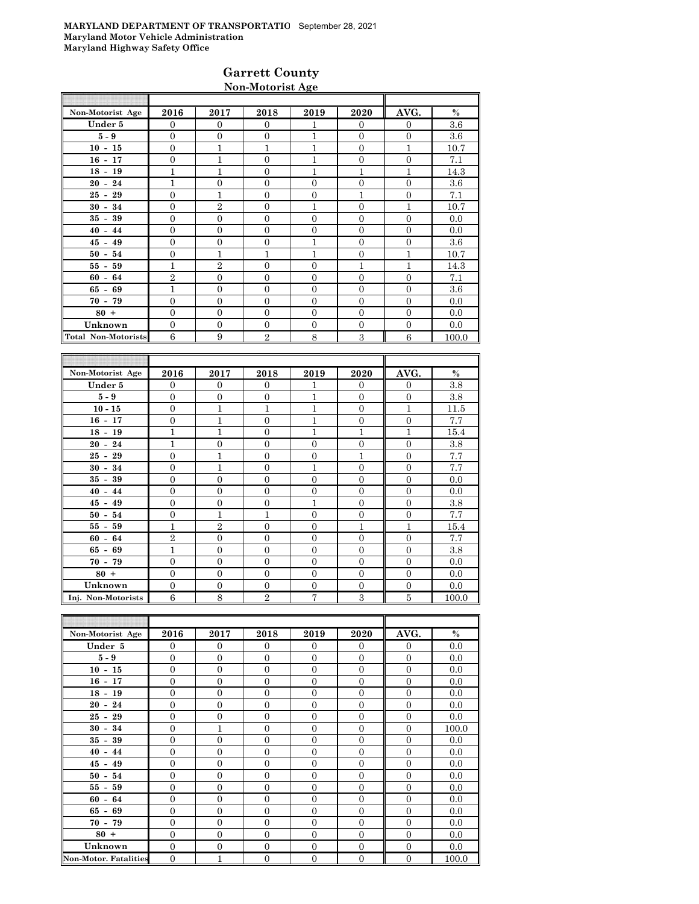**MARYLAND DEPARTMENT OF TRANSPORTATIO** September 28, 2021
**Maryland Motor Vehicle Administration**
**Maryland Highway Safety Office**

## Garrett County
### Non-Motorist Age

| Non-Motorist Age | 2016 | 2017 | 2018 | 2019 | 2020 | AVG. | % |
|---|---|---|---|---|---|---|---|
| Under 5 | 0 | 0 | 0 | 1 | 0 | 0 | 3.6 |
| 5 - 9 | 0 | 0 | 0 | 1 | 0 | 0 | 3.6 |
| 10 - 15 | 0 | 1 | 1 | 1 | 0 | 1 | 10.7 |
| 16 - 17 | 0 | 1 | 0 | 1 | 0 | 0 | 7.1 |
| 18 - 19 | 1 | 1 | 0 | 1 | 1 | 1 | 14.3 |
| 20 - 24 | 1 | 0 | 0 | 0 | 0 | 0 | 3.6 |
| 25 - 29 | 0 | 1 | 0 | 0 | 1 | 0 | 7.1 |
| 30 - 34 | 0 | 2 | 0 | 1 | 0 | 1 | 10.7 |
| 35 - 39 | 0 | 0 | 0 | 0 | 0 | 0 | 0.0 |
| 40 - 44 | 0 | 0 | 0 | 0 | 0 | 0 | 0.0 |
| 45 - 49 | 0 | 0 | 0 | 1 | 0 | 0 | 3.6 |
| 50 - 54 | 0 | 1 | 1 | 1 | 0 | 1 | 10.7 |
| 55 - 59 | 1 | 2 | 0 | 0 | 1 | 1 | 14.3 |
| 60 - 64 | 2 | 0 | 0 | 0 | 0 | 0 | 7.1 |
| 65 - 69 | 1 | 0 | 0 | 0 | 0 | 0 | 3.6 |
| 70 - 79 | 0 | 0 | 0 | 0 | 0 | 0 | 0.0 |
| 80 + | 0 | 0 | 0 | 0 | 0 | 0 | 0.0 |
| Unknown | 0 | 0 | 0 | 0 | 0 | 0 | 0.0 |
| Total Non-Motorists | 6 | 9 | 2 | 8 | 3 | 6 | 100.0 |

| Non-Motorist Age | 2016 | 2017 | 2018 | 2019 | 2020 | AVG. | % |
|---|---|---|---|---|---|---|---|
| Under 5 | 0 | 0 | 0 | 1 | 0 | 0 | 3.8 |
| 5 - 9 | 0 | 0 | 0 | 1 | 0 | 0 | 3.8 |
| 10 - 15 | 0 | 1 | 1 | 1 | 0 | 1 | 11.5 |
| 16 - 17 | 0 | 1 | 0 | 1 | 0 | 0 | 7.7 |
| 18 - 19 | 1 | 1 | 0 | 1 | 1 | 1 | 15.4 |
| 20 - 24 | 1 | 0 | 0 | 0 | 0 | 0 | 3.8 |
| 25 - 29 | 0 | 1 | 0 | 0 | 1 | 0 | 7.7 |
| 30 - 34 | 0 | 1 | 0 | 1 | 0 | 0 | 7.7 |
| 35 - 39 | 0 | 0 | 0 | 0 | 0 | 0 | 0.0 |
| 40 - 44 | 0 | 0 | 0 | 0 | 0 | 0 | 0.0 |
| 45 - 49 | 0 | 0 | 0 | 1 | 0 | 0 | 3.8 |
| 50 - 54 | 0 | 1 | 1 | 0 | 0 | 0 | 7.7 |
| 55 - 59 | 1 | 2 | 0 | 0 | 1 | 1 | 15.4 |
| 60 - 64 | 2 | 0 | 0 | 0 | 0 | 0 | 7.7 |
| 65 - 69 | 1 | 0 | 0 | 0 | 0 | 0 | 3.8 |
| 70 - 79 | 0 | 0 | 0 | 0 | 0 | 0 | 0.0 |
| 80 + | 0 | 0 | 0 | 0 | 0 | 0 | 0.0 |
| Unknown | 0 | 0 | 0 | 0 | 0 | 0 | 0.0 |
| Inj. Non-Motorists | 6 | 8 | 2 | 7 | 3 | 5 | 100.0 |

| Non-Motorist Age | 2016 | 2017 | 2018 | 2019 | 2020 | AVG. | % |
|---|---|---|---|---|---|---|---|
| Under 5 | 0 | 0 | 0 | 0 | 0 | 0 | 0.0 |
| 5 - 9 | 0 | 0 | 0 | 0 | 0 | 0 | 0.0 |
| 10 - 15 | 0 | 0 | 0 | 0 | 0 | 0 | 0.0 |
| 16 - 17 | 0 | 0 | 0 | 0 | 0 | 0 | 0.0 |
| 18 - 19 | 0 | 0 | 0 | 0 | 0 | 0 | 0.0 |
| 20 - 24 | 0 | 0 | 0 | 0 | 0 | 0 | 0.0 |
| 25 - 29 | 0 | 0 | 0 | 0 | 0 | 0 | 0.0 |
| 30 - 34 | 0 | 1 | 0 | 0 | 0 | 0 | 100.0 |
| 35 - 39 | 0 | 0 | 0 | 0 | 0 | 0 | 0.0 |
| 40 - 44 | 0 | 0 | 0 | 0 | 0 | 0 | 0.0 |
| 45 - 49 | 0 | 0 | 0 | 0 | 0 | 0 | 0.0 |
| 50 - 54 | 0 | 0 | 0 | 0 | 0 | 0 | 0.0 |
| 55 - 59 | 0 | 0 | 0 | 0 | 0 | 0 | 0.0 |
| 60 - 64 | 0 | 0 | 0 | 0 | 0 | 0 | 0.0 |
| 65 - 69 | 0 | 0 | 0 | 0 | 0 | 0 | 0.0 |
| 70 - 79 | 0 | 0 | 0 | 0 | 0 | 0 | 0.0 |
| 80 + | 0 | 0 | 0 | 0 | 0 | 0 | 0.0 |
| Unknown | 0 | 0 | 0 | 0 | 0 | 0 | 0.0 |
| Non-Motor. Fatalities | 0 | 1 | 0 | 0 | 0 | 0 | 100.0 |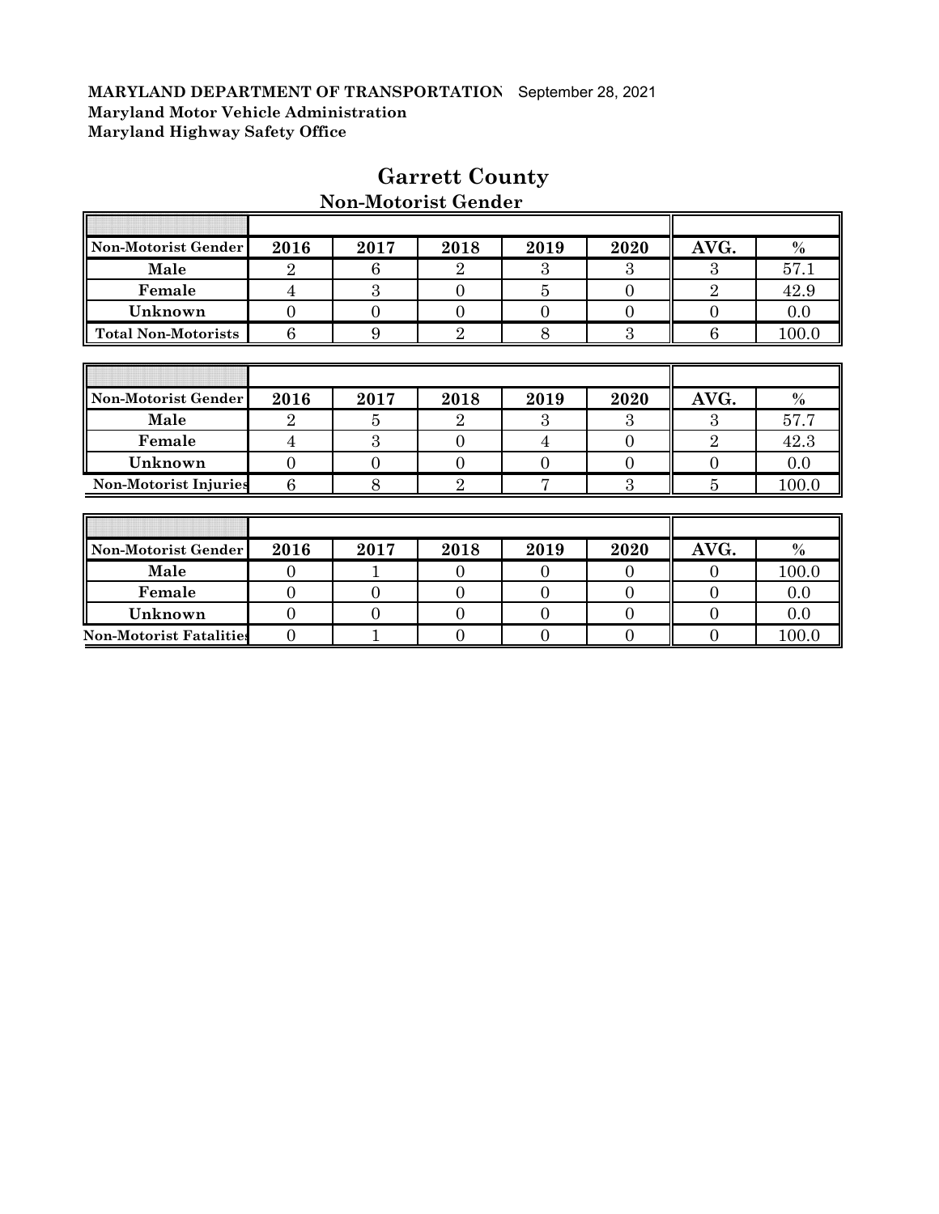**MARYLAND DEPARTMENT OF TRANSPORTATION** September 28, 2021
**Maryland Motor Vehicle Administration**
**Maryland Highway Safety Office**

# Garrett County

## Non-Motorist Gender

| Non-Motorist Gender | 2016 | 2017 | 2018 | 2019 | 2020 | AVG. | % |
|---|---|---|---|---|---|---|---|
| Male | 2 | 6 | 2 | 3 | 3 | 3 | 57.1 |
| Female | 4 | 3 | 0 | 5 | 0 | 2 | 42.9 |
| Unknown | 0 | 0 | 0 | 0 | 0 | 0 | 0.0 |
| Total Non-Motorists | 6 | 9 | 2 | 8 | 3 | 6 | 100.0 |

| Non-Motorist Gender | 2016 | 2017 | 2018 | 2019 | 2020 | AVG. | % |
|---|---|---|---|---|---|---|---|
| Male | 2 | 5 | 2 | 3 | 3 | 3 | 57.7 |
| Female | 4 | 3 | 0 | 4 | 0 | 2 | 42.3 |
| Unknown | 0 | 0 | 0 | 0 | 0 | 0 | 0.0 |
| Non-Motorist Injuries | 6 | 8 | 2 | 7 | 3 | 5 | 100.0 |

| Non-Motorist Gender | 2016 | 2017 | 2018 | 2019 | 2020 | AVG. | % |
|---|---|---|---|---|---|---|---|
| Male | 0 | 1 | 0 | 0 | 0 | 0 | 100.0 |
| Female | 0 | 0 | 0 | 0 | 0 | 0 | 0.0 |
| Unknown | 0 | 0 | 0 | 0 | 0 | 0 | 0.0 |
| Non-Motorist Fatalities | 0 | 1 | 0 | 0 | 0 | 0 | 100.0 |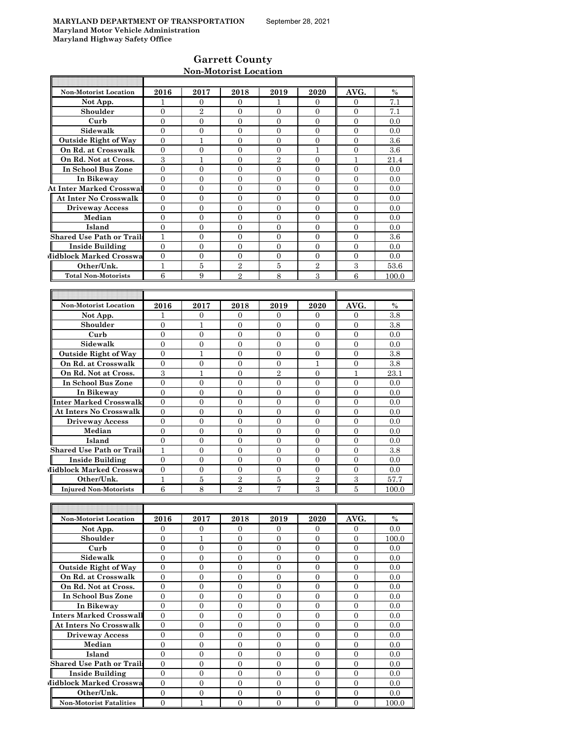**MARYLAND DEPARTMENT OF TRANSPORTATION** September 28, 2021
**Maryland Motor Vehicle Administration**
**Maryland Highway Safety Office**

## Garrett County

### Non-Motorist Location

| Non-Motorist Location | 2016 | 2017 | 2018 | 2019 | 2020 | AVG. | % |
|---|---|---|---|---|---|---|---|
| Not App. | 1 | 0 | 0 | 1 | 0 | 0 | 7.1 |
| Shoulder | 0 | 2 | 0 | 0 | 0 | 0 | 7.1 |
| Curb | 0 | 0 | 0 | 0 | 0 | 0 | 0.0 |
| Sidewalk | 0 | 0 | 0 | 0 | 0 | 0 | 0.0 |
| Outside Right of Way | 0 | 1 | 0 | 0 | 0 | 0 | 3.6 |
| On Rd. at Crosswalk | 0 | 0 | 0 | 0 | 1 | 0 | 3.6 |
| On Rd. Not at Cross. | 3 | 1 | 0 | 2 | 0 | 1 | 21.4 |
| In School Bus Zone | 0 | 0 | 0 | 0 | 0 | 0 | 0.0 |
| In Bikeway | 0 | 0 | 0 | 0 | 0 | 0 | 0.0 |
| At Inter Marked Crosswal | 0 | 0 | 0 | 0 | 0 | 0 | 0.0 |
| At Inter No Crosswalk | 0 | 0 | 0 | 0 | 0 | 0 | 0.0 |
| Driveway Access | 0 | 0 | 0 | 0 | 0 | 0 | 0.0 |
| Median | 0 | 0 | 0 | 0 | 0 | 0 | 0.0 |
| Island | 0 | 0 | 0 | 0 | 0 | 0 | 0.0 |
| Shared Use Path or Trails | 1 | 0 | 0 | 0 | 0 | 0 | 3.6 |
| Inside Building | 0 | 0 | 0 | 0 | 0 | 0 | 0.0 |
| Midblock Marked Crosswa | 0 | 0 | 0 | 0 | 0 | 0 | 0.0 |
| Other/Unk. | 1 | 5 | 2 | 5 | 2 | 3 | 53.6 |
| Total Non-Motorists | 6 | 9 | 2 | 8 | 3 | 6 | 100.0 |

| Non-Motorist Location | 2016 | 2017 | 2018 | 2019 | 2020 | AVG. | % |
|---|---|---|---|---|---|---|---|
| Not App. | 1 | 0 | 0 | 0 | 0 | 0 | 3.8 |
| Shoulder | 0 | 1 | 0 | 0 | 0 | 0 | 3.8 |
| Curb | 0 | 0 | 0 | 0 | 0 | 0 | 0.0 |
| Sidewalk | 0 | 0 | 0 | 0 | 0 | 0 | 0.0 |
| Outside Right of Way | 0 | 1 | 0 | 0 | 0 | 0 | 3.8 |
| On Rd. at Crosswalk | 0 | 0 | 0 | 0 | 1 | 0 | 3.8 |
| On Rd. Not at Cross. | 3 | 1 | 0 | 2 | 0 | 1 | 23.1 |
| In School Bus Zone | 0 | 0 | 0 | 0 | 0 | 0 | 0.0 |
| In Bikeway | 0 | 0 | 0 | 0 | 0 | 0 | 0.0 |
| Inter Marked Crosswalk | 0 | 0 | 0 | 0 | 0 | 0 | 0.0 |
| At Inters No Crosswalk | 0 | 0 | 0 | 0 | 0 | 0 | 0.0 |
| Driveway Access | 0 | 0 | 0 | 0 | 0 | 0 | 0.0 |
| Median | 0 | 0 | 0 | 0 | 0 | 0 | 0.0 |
| Island | 0 | 0 | 0 | 0 | 0 | 0 | 0.0 |
| Shared Use Path or Trails | 1 | 0 | 0 | 0 | 0 | 0 | 3.8 |
| Inside Building | 0 | 0 | 0 | 0 | 0 | 0 | 0.0 |
| Midblock Marked Crosswa | 0 | 0 | 0 | 0 | 0 | 0 | 0.0 |
| Other/Unk. | 1 | 5 | 2 | 5 | 2 | 3 | 57.7 |
| Injured Non-Motorists | 6 | 8 | 2 | 7 | 3 | 5 | 100.0 |

| Non-Motorist Location | 2016 | 2017 | 2018 | 2019 | 2020 | AVG. | % |
|---|---|---|---|---|---|---|---|
| Not App. | 0 | 0 | 0 | 0 | 0 | 0 | 0.0 |
| Shoulder | 0 | 1 | 0 | 0 | 0 | 0 | 100.0 |
| Curb | 0 | 0 | 0 | 0 | 0 | 0 | 0.0 |
| Sidewalk | 0 | 0 | 0 | 0 | 0 | 0 | 0.0 |
| Outside Right of Way | 0 | 0 | 0 | 0 | 0 | 0 | 0.0 |
| On Rd. at Crosswalk | 0 | 0 | 0 | 0 | 0 | 0 | 0.0 |
| On Rd. Not at Cross. | 0 | 0 | 0 | 0 | 0 | 0 | 0.0 |
| In School Bus Zone | 0 | 0 | 0 | 0 | 0 | 0 | 0.0 |
| In Bikeway | 0 | 0 | 0 | 0 | 0 | 0 | 0.0 |
| Inters Marked Crosswall | 0 | 0 | 0 | 0 | 0 | 0 | 0.0 |
| At Inters No Crosswalk | 0 | 0 | 0 | 0 | 0 | 0 | 0.0 |
| Driveway Access | 0 | 0 | 0 | 0 | 0 | 0 | 0.0 |
| Median | 0 | 0 | 0 | 0 | 0 | 0 | 0.0 |
| Island | 0 | 0 | 0 | 0 | 0 | 0 | 0.0 |
| Shared Use Path or Trails | 0 | 0 | 0 | 0 | 0 | 0 | 0.0 |
| Inside Building | 0 | 0 | 0 | 0 | 0 | 0 | 0.0 |
| Midblock Marked Crosswa | 0 | 0 | 0 | 0 | 0 | 0 | 0.0 |
| Other/Unk. | 0 | 0 | 0 | 0 | 0 | 0 | 0.0 |
| Non-Motorist Fatalities | 0 | 1 | 0 | 0 | 0 | 0 | 100.0 |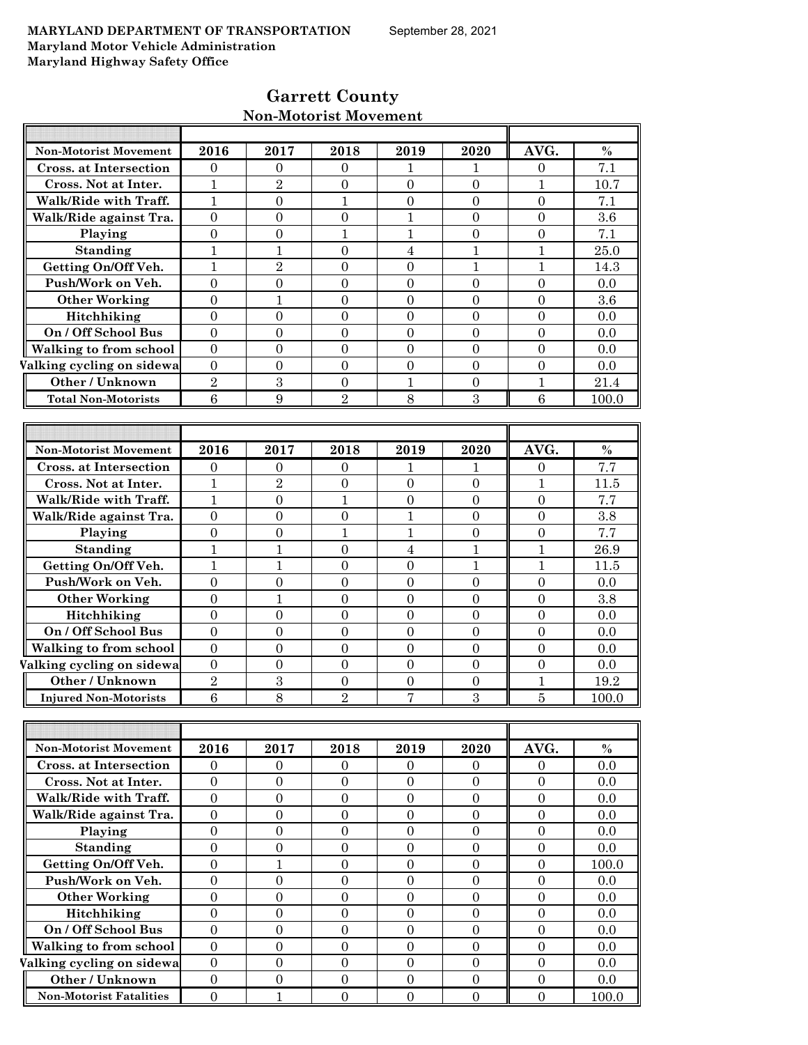**MARYLAND DEPARTMENT OF TRANSPORTATION** September 28, 2021
**Maryland Motor Vehicle Administration**
**Maryland Highway Safety Office**

# Garrett County

## Non-Motorist Movement

| Non-Motorist Movement | 2016 | 2017 | 2018 | 2019 | 2020 | AVG. | % |
|---|---|---|---|---|---|---|---|
| Cross. at Intersection | 0 | 0 | 0 | 1 | 1 | 0 | 7.1 |
| Cross. Not at Inter. | 1 | 2 | 0 | 0 | 0 | 1 | 10.7 |
| Walk/Ride with Traff. | 1 | 0 | 1 | 0 | 0 | 0 | 7.1 |
| Walk/Ride against Tra. | 0 | 0 | 0 | 1 | 0 | 0 | 3.6 |
| Playing | 0 | 0 | 1 | 1 | 0 | 0 | 7.1 |
| Standing | 1 | 1 | 0 | 4 | 1 | 1 | 25.0 |
| Getting On/Off Veh. | 1 | 2 | 0 | 0 | 1 | 1 | 14.3 |
| Push/Work on Veh. | 0 | 0 | 0 | 0 | 0 | 0 | 0.0 |
| Other Working | 0 | 1 | 0 | 0 | 0 | 0 | 3.6 |
| Hitchhiking | 0 | 0 | 0 | 0 | 0 | 0 | 0.0 |
| On / Off School Bus | 0 | 0 | 0 | 0 | 0 | 0 | 0.0 |
| Walking to from school | 0 | 0 | 0 | 0 | 0 | 0 | 0.0 |
| Walking cycling on sidewa | 0 | 0 | 0 | 0 | 0 | 0 | 0.0 |
| Other / Unknown | 2 | 3 | 0 | 1 | 0 | 1 | 21.4 |
| Total Non-Motorists | 6 | 9 | 2 | 8 | 3 | 6 | 100.0 |

| Non-Motorist Movement | 2016 | 2017 | 2018 | 2019 | 2020 | AVG. | % |
|---|---|---|---|---|---|---|---|
| Cross. at Intersection | 0 | 0 | 0 | 1 | 1 | 0 | 7.7 |
| Cross. Not at Inter. | 1 | 2 | 0 | 0 | 0 | 1 | 11.5 |
| Walk/Ride with Traff. | 1 | 0 | 1 | 0 | 0 | 0 | 7.7 |
| Walk/Ride against Tra. | 0 | 0 | 0 | 1 | 0 | 0 | 3.8 |
| Playing | 0 | 0 | 1 | 1 | 0 | 0 | 7.7 |
| Standing | 1 | 1 | 0 | 4 | 1 | 1 | 26.9 |
| Getting On/Off Veh. | 1 | 1 | 0 | 0 | 1 | 1 | 11.5 |
| Push/Work on Veh. | 0 | 0 | 0 | 0 | 0 | 0 | 0.0 |
| Other Working | 0 | 1 | 0 | 0 | 0 | 0 | 3.8 |
| Hitchhiking | 0 | 0 | 0 | 0 | 0 | 0 | 0.0 |
| On / Off School Bus | 0 | 0 | 0 | 0 | 0 | 0 | 0.0 |
| Walking to from school | 0 | 0 | 0 | 0 | 0 | 0 | 0.0 |
| Walking cycling on sidewa | 0 | 0 | 0 | 0 | 0 | 0 | 0.0 |
| Other / Unknown | 2 | 3 | 0 | 0 | 0 | 1 | 19.2 |
| Injured Non-Motorists | 6 | 8 | 2 | 7 | 3 | 5 | 100.0 |

| Non-Motorist Movement | 2016 | 2017 | 2018 | 2019 | 2020 | AVG. | % |
|---|---|---|---|---|---|---|---|
| Cross. at Intersection | 0 | 0 | 0 | 0 | 0 | 0 | 0.0 |
| Cross. Not at Inter. | 0 | 0 | 0 | 0 | 0 | 0 | 0.0 |
| Walk/Ride with Traff. | 0 | 0 | 0 | 0 | 0 | 0 | 0.0 |
| Walk/Ride against Tra. | 0 | 0 | 0 | 0 | 0 | 0 | 0.0 |
| Playing | 0 | 0 | 0 | 0 | 0 | 0 | 0.0 |
| Standing | 0 | 0 | 0 | 0 | 0 | 0 | 0.0 |
| Getting On/Off Veh. | 0 | 1 | 0 | 0 | 0 | 0 | 100.0 |
| Push/Work on Veh. | 0 | 0 | 0 | 0 | 0 | 0 | 0.0 |
| Other Working | 0 | 0 | 0 | 0 | 0 | 0 | 0.0 |
| Hitchhiking | 0 | 0 | 0 | 0 | 0 | 0 | 0.0 |
| On / Off School Bus | 0 | 0 | 0 | 0 | 0 | 0 | 0.0 |
| Walking to from school | 0 | 0 | 0 | 0 | 0 | 0 | 0.0 |
| Walking cycling on sidewa | 0 | 0 | 0 | 0 | 0 | 0 | 0.0 |
| Other / Unknown | 0 | 0 | 0 | 0 | 0 | 0 | 0.0 |
| Non-Motorist Fatalities | 0 | 1 | 0 | 0 | 0 | 0 | 100.0 |